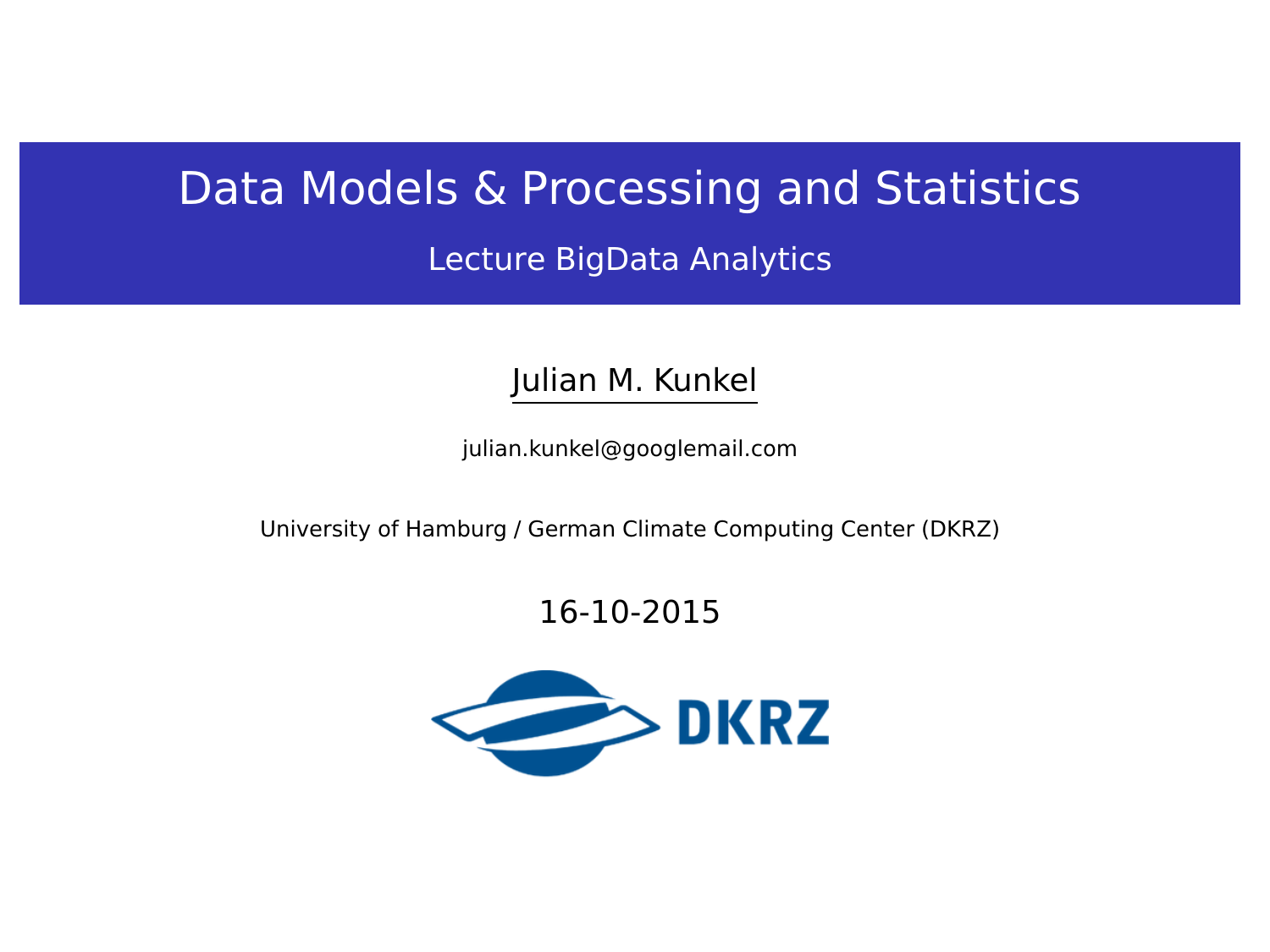# Data Models & Processing and Statistics

## Lecture BigData Analytics

Julian M. Kunkel

julian.kunkel@googlemail.com

University of Hamburg / German Climate Computing Center (DKRZ)

16-10-2015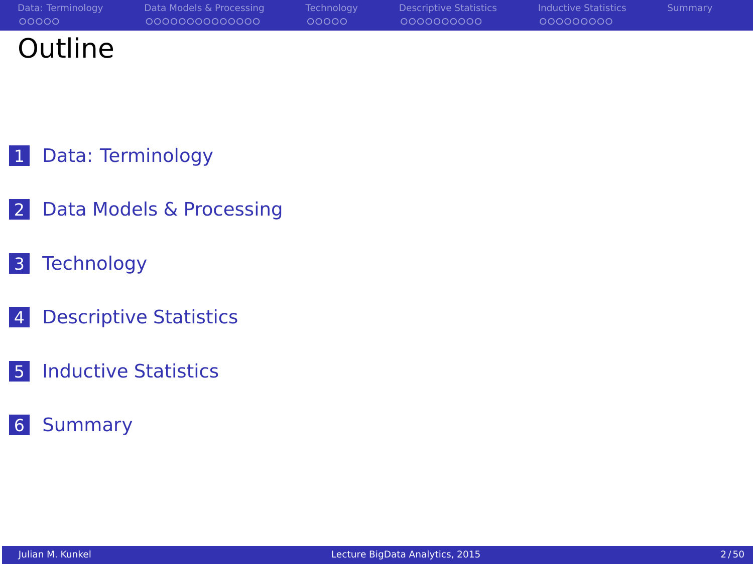# Outline

1. Data: Terminology
2. Data Models & Processing
3. Technology
4. Descriptive Statistics
5. Inductive Statistics
6. Summary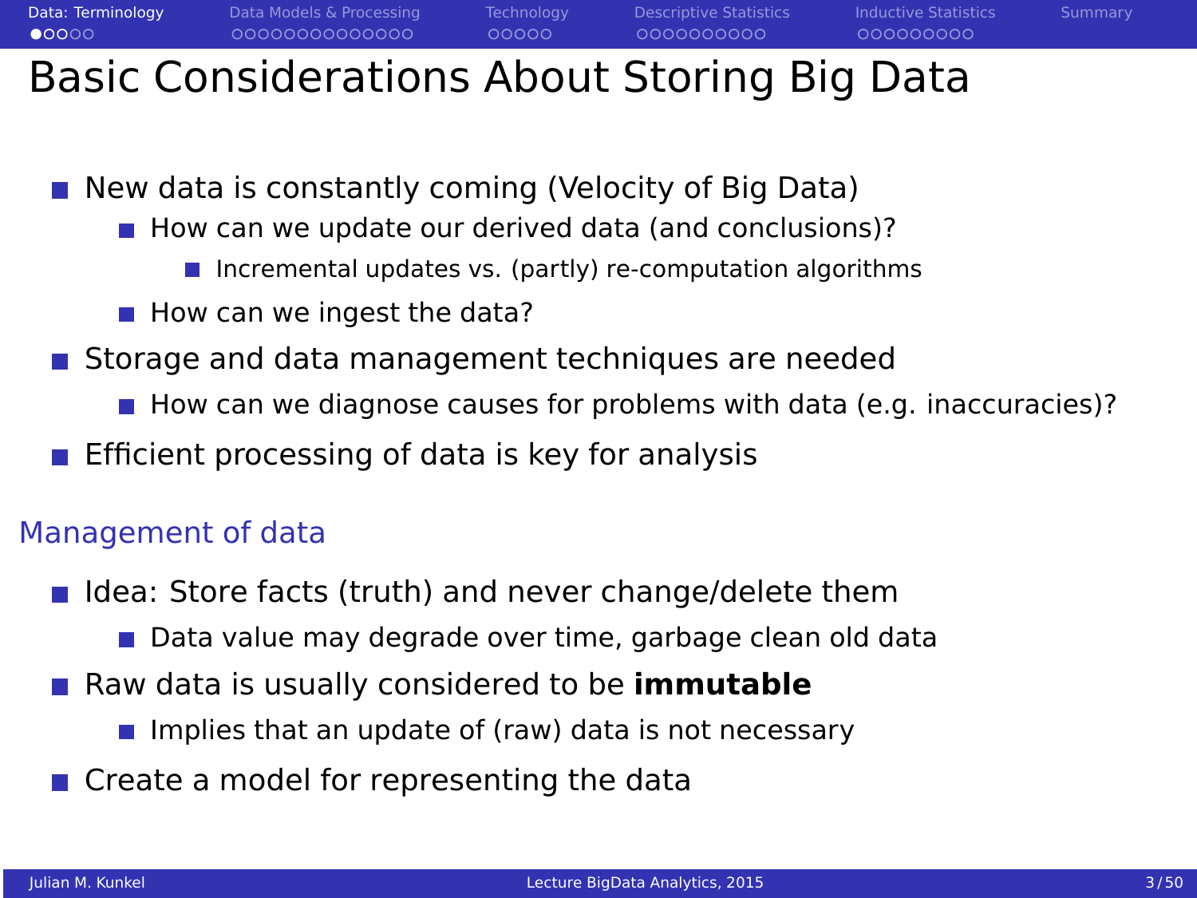# Basic Considerations About Storing Big Data

- New data is constantly coming (Velocity of Big Data)
  - How can we update our derived data (and conclusions)?
    - Incremental updates vs. (partly) re-computation algorithms
  - How can we ingest the data?
- Storage and data management techniques are needed
  - How can we diagnose causes for problems with data (e.g. inaccuracies)?
- Efficient processing of data is key for analysis

## Management of data

- Idea: Store facts (truth) and never change/delete them
  - Data value may degrade over time, garbage clean old data
- Raw data is usually considered to be **immutable**
  - Implies that an update of (raw) data is not necessary
- Create a model for representing the data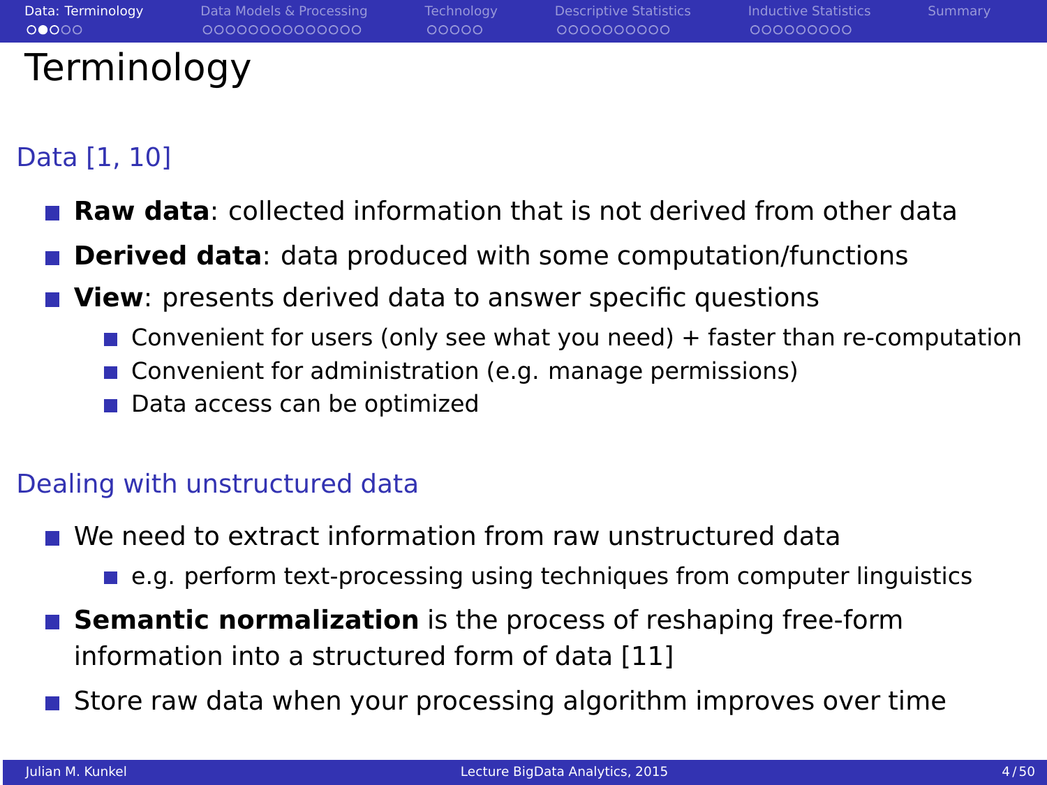# Terminology

## Data [1, 10]

- **Raw data**: collected information that is not derived from other data
- **Derived data**: data produced with some computation/functions
- **View**: presents derived data to answer specific questions
  - Convenient for users (only see what you need) + faster than re-computation
  - Convenient for administration (e.g. manage permissions)
  - Data access can be optimized

## Dealing with unstructured data

- We need to extract information from raw unstructured data
  - e.g. perform text-processing using techniques from computer linguistics
- **Semantic normalization** is the process of reshaping free-form information into a structured form of data [11]
- Store raw data when your processing algorithm improves over time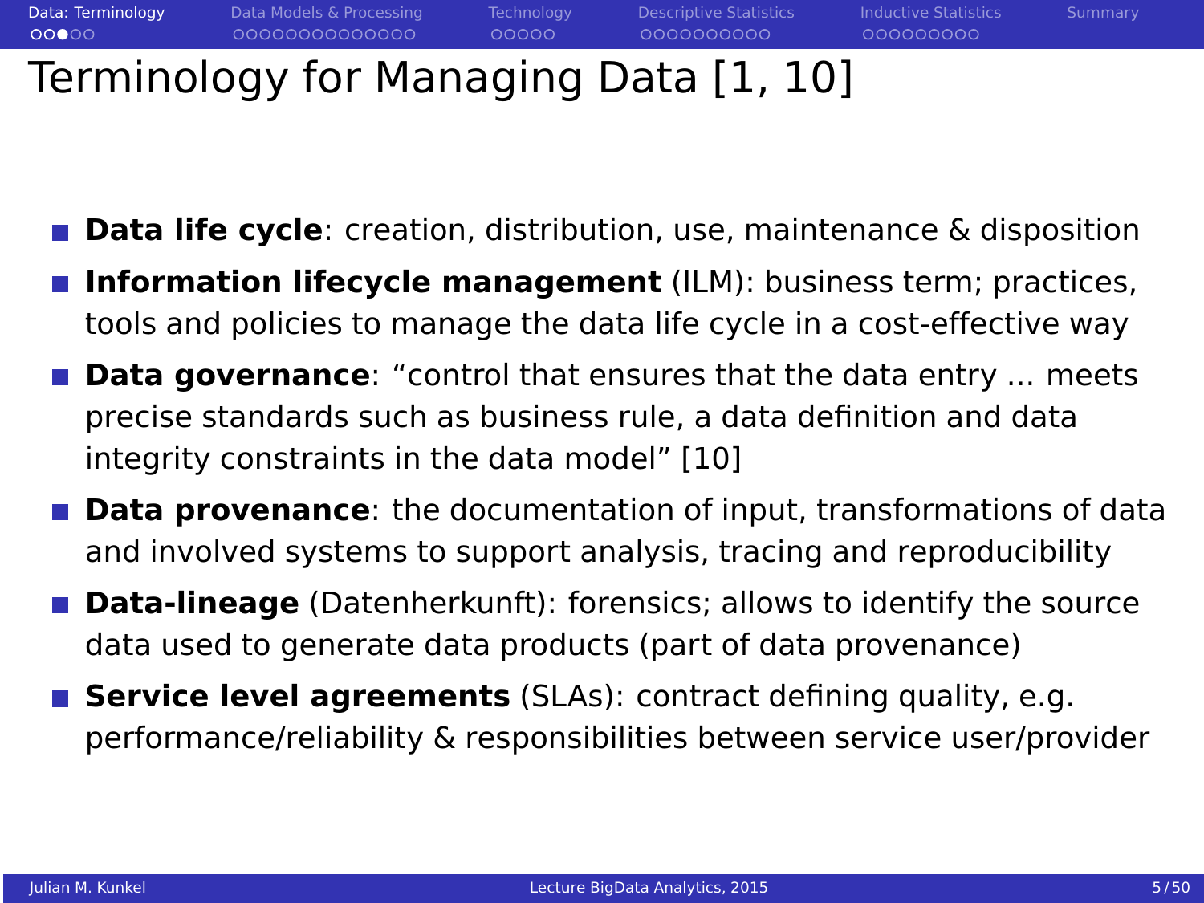# Terminology for Managing Data [1, 10]

- **Data life cycle**: creation, distribution, use, maintenance & disposition
- **Information lifecycle management** (ILM): business term; practices, tools and policies to manage the data life cycle in a cost-effective way
- **Data governance**: "control that ensures that the data entry ... meets precise standards such as business rule, a data definition and data integrity constraints in the data model" [10]
- **Data provenance**: the documentation of input, transformations of data and involved systems to support analysis, tracing and reproducibility
- **Data-lineage** (Datenherkunft): forensics; allows to identify the source data used to generate data products (part of data provenance)
- **Service level agreements** (SLAs): contract defining quality, e.g. performance/reliability & responsibilities between service user/provider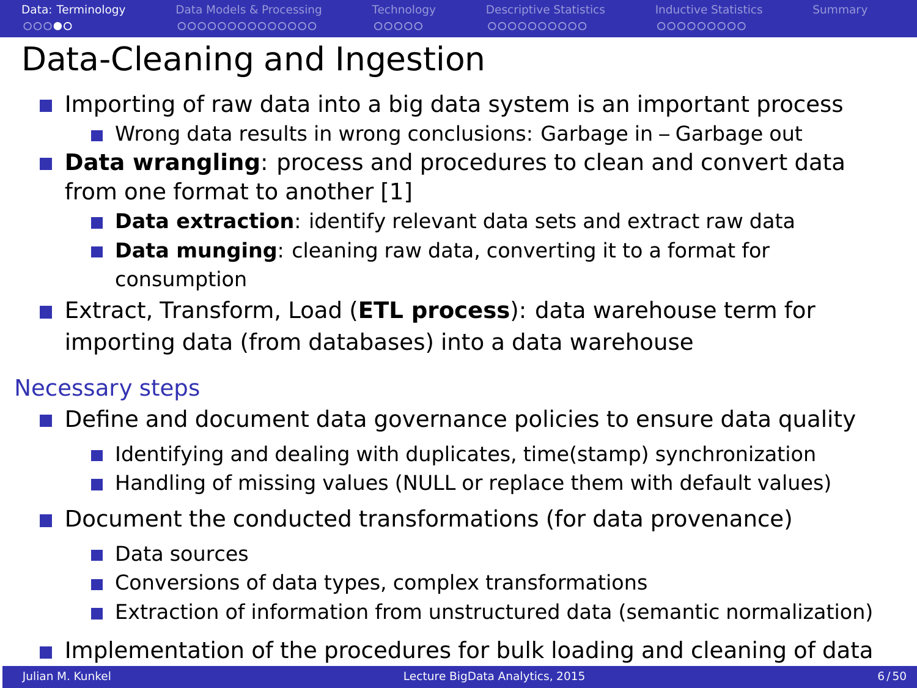# Data-Cleaning and Ingestion

- Importing of raw data into a big data system is an important process
  - Wrong data results in wrong conclusions: Garbage in – Garbage out
- **Data wrangling**: process and procedures to clean and convert data from one format to another [1]
  - **Data extraction**: identify relevant data sets and extract raw data
  - **Data munging**: cleaning raw data, converting it to a format for consumption
- Extract, Transform, Load (**ETL process**): data warehouse term for importing data (from databases) into a data warehouse

## Necessary steps

- Define and document data governance policies to ensure data quality
  - Identifying and dealing with duplicates, time(stamp) synchronization
  - Handling of missing values (NULL or replace them with default values)
- Document the conducted transformations (for data provenance)
  - Data sources
  - Conversions of data types, complex transformations
  - Extraction of information from unstructured data (semantic normalization)
- Implementation of the procedures for bulk loading and cleaning of data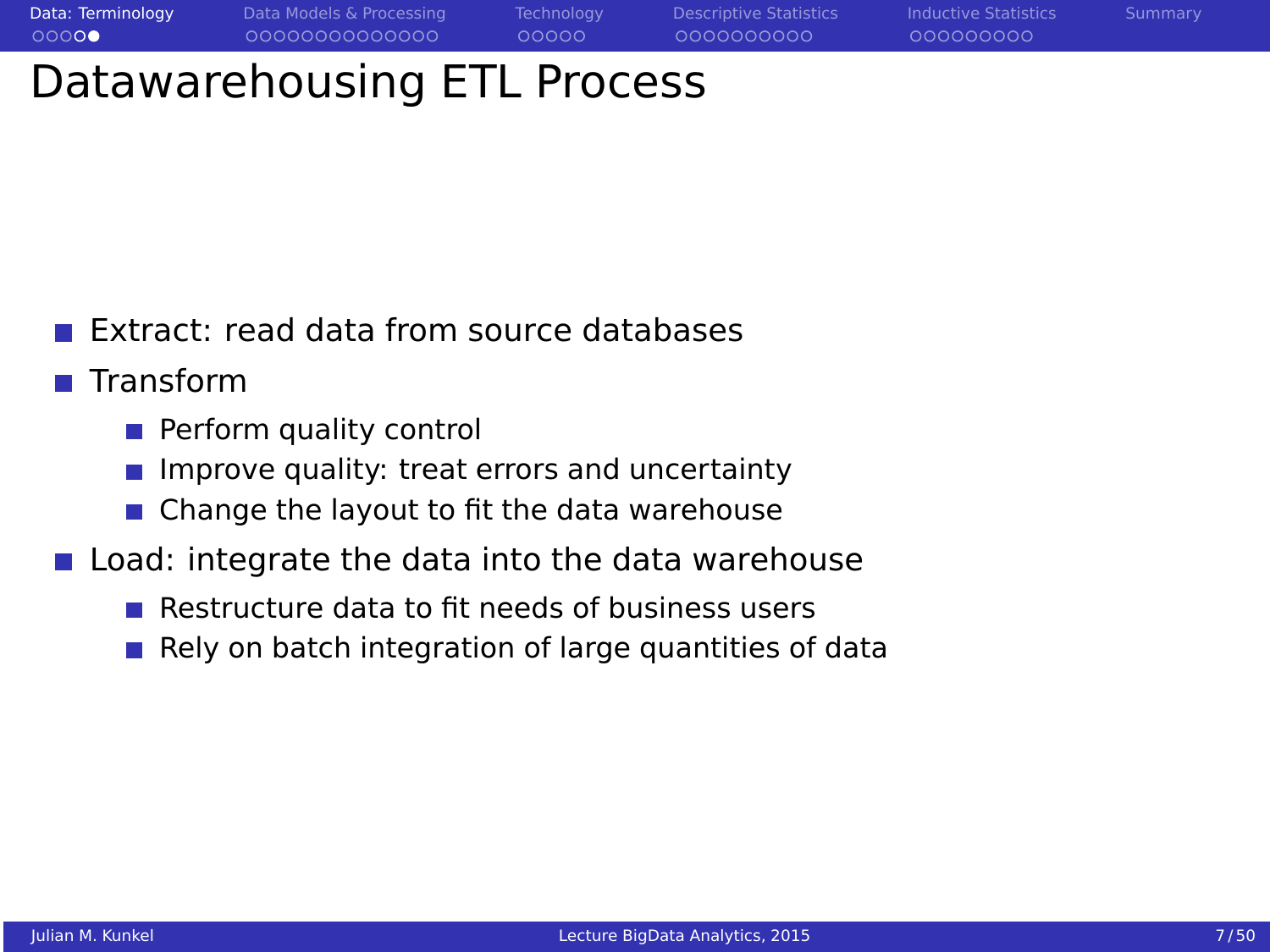# Datawarehousing ETL Process

- Extract: read data from source databases
- Transform
  - Perform quality control
  - Improve quality: treat errors and uncertainty
  - Change the layout to fit the data warehouse
- Load: integrate the data into the data warehouse
  - Restructure data to fit needs of business users
  - Rely on batch integration of large quantities of data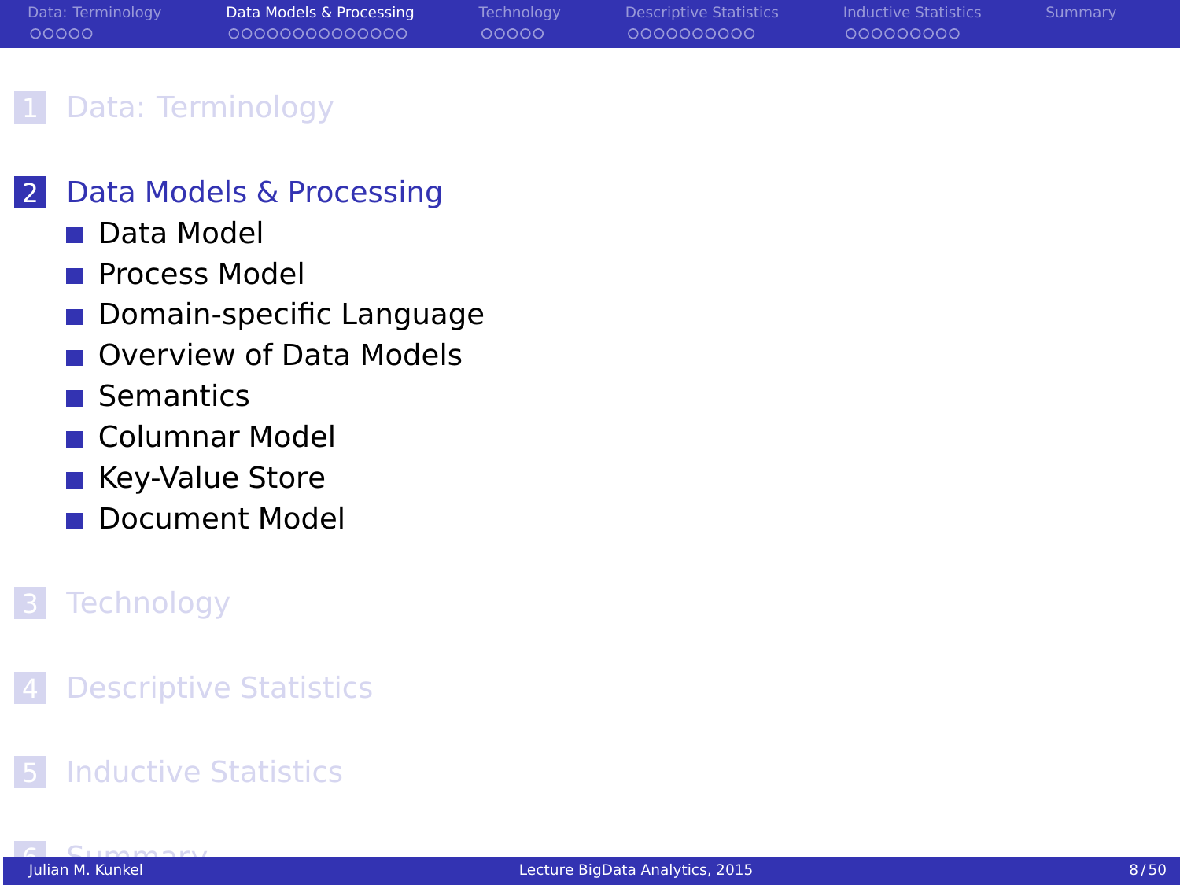1. Data: Terminology

2. Data Models & Processing
   - Data Model
   - Process Model
   - Domain-specific Language
   - Overview of Data Models
   - Semantics
   - Columnar Model
   - Key-Value Store
   - Document Model

3. Technology

4. Descriptive Statistics

5. Inductive Statistics

6. Summary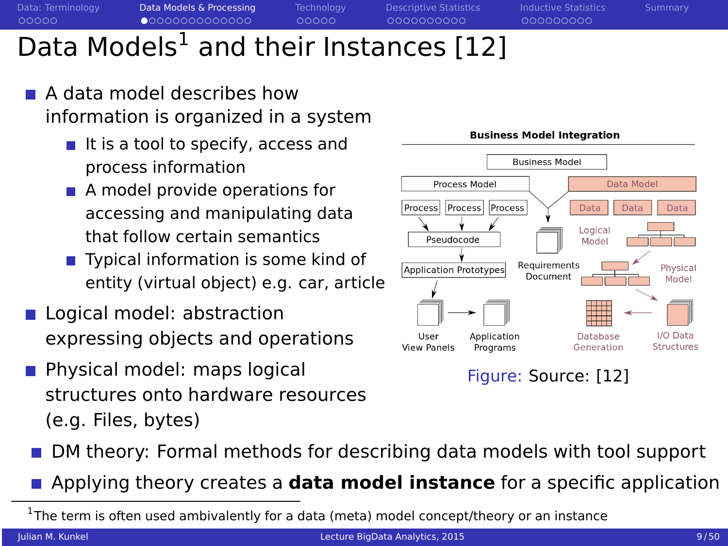# Data Models[1] and their Instances [12]

- A data model describes how information is organized in a system
  - It is a tool to specify, access and process information
  - A model provide operations for accessing and manipulating data that follow certain semantics
  - Typical information is some kind of entity (virtual object) e.g. car, article
- Logical model: abstraction expressing objects and operations
- Physical model: maps logical structures onto hardware resources (e.g. Files, bytes)

Figure: Source: [12]

- DM theory: Formal methods for describing data models with tool support
- Applying theory creates a **data model instance** for a specific application

[1] The term is often used ambivalently for a data (meta) model concept/theory or an instance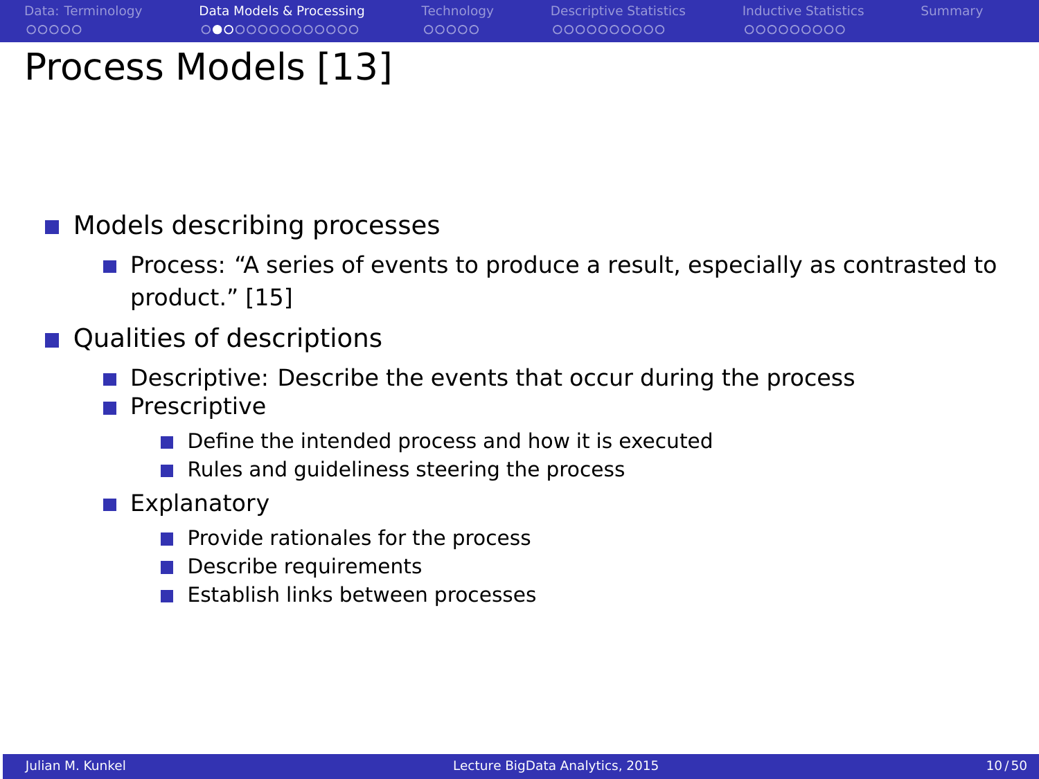# Process Models [13]

- Models describing processes
  - Process: “A series of events to produce a result, especially as contrasted to product.” [15]
- Qualities of descriptions
  - Descriptive: Describe the events that occur during the process
  - Prescriptive
    - Define the intended process and how it is executed
    - Rules and guideliness steering the process
  - Explanatory
    - Provide rationales for the process
    - Describe requirements
    - Establish links between processes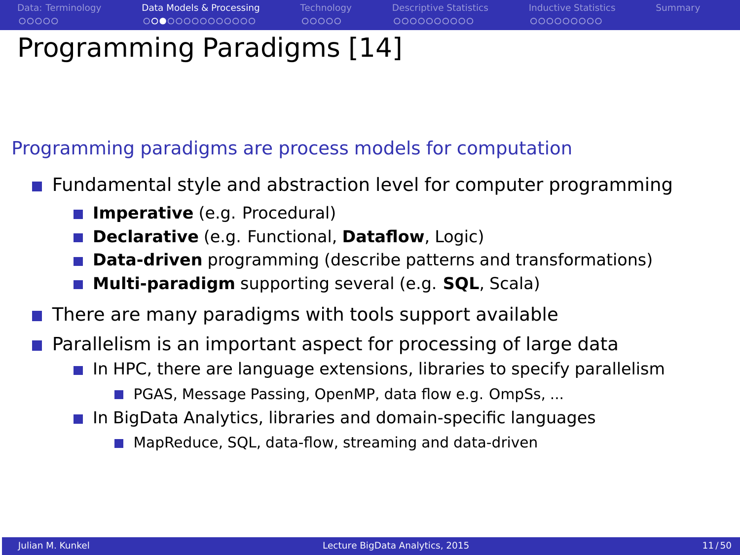# Programming Paradigms [14]

## Programming paradigms are process models for computation

- Fundamental style and abstraction level for computer programming
  - **Imperative** (e.g. Procedural)
  - **Declarative** (e.g. Functional, **Dataflow**, Logic)
  - **Data-driven** programming (describe patterns and transformations)
  - **Multi-paradigm** supporting several (e.g. **SQL**, Scala)
- There are many paradigms with tools support available
- Parallelism is an important aspect for processing of large data
  - In HPC, there are language extensions, libraries to specify parallelism
    - PGAS, Message Passing, OpenMP, data flow e.g. OmpSs, ...
  - In BigData Analytics, libraries and domain-specific languages
    - MapReduce, SQL, data-flow, streaming and data-driven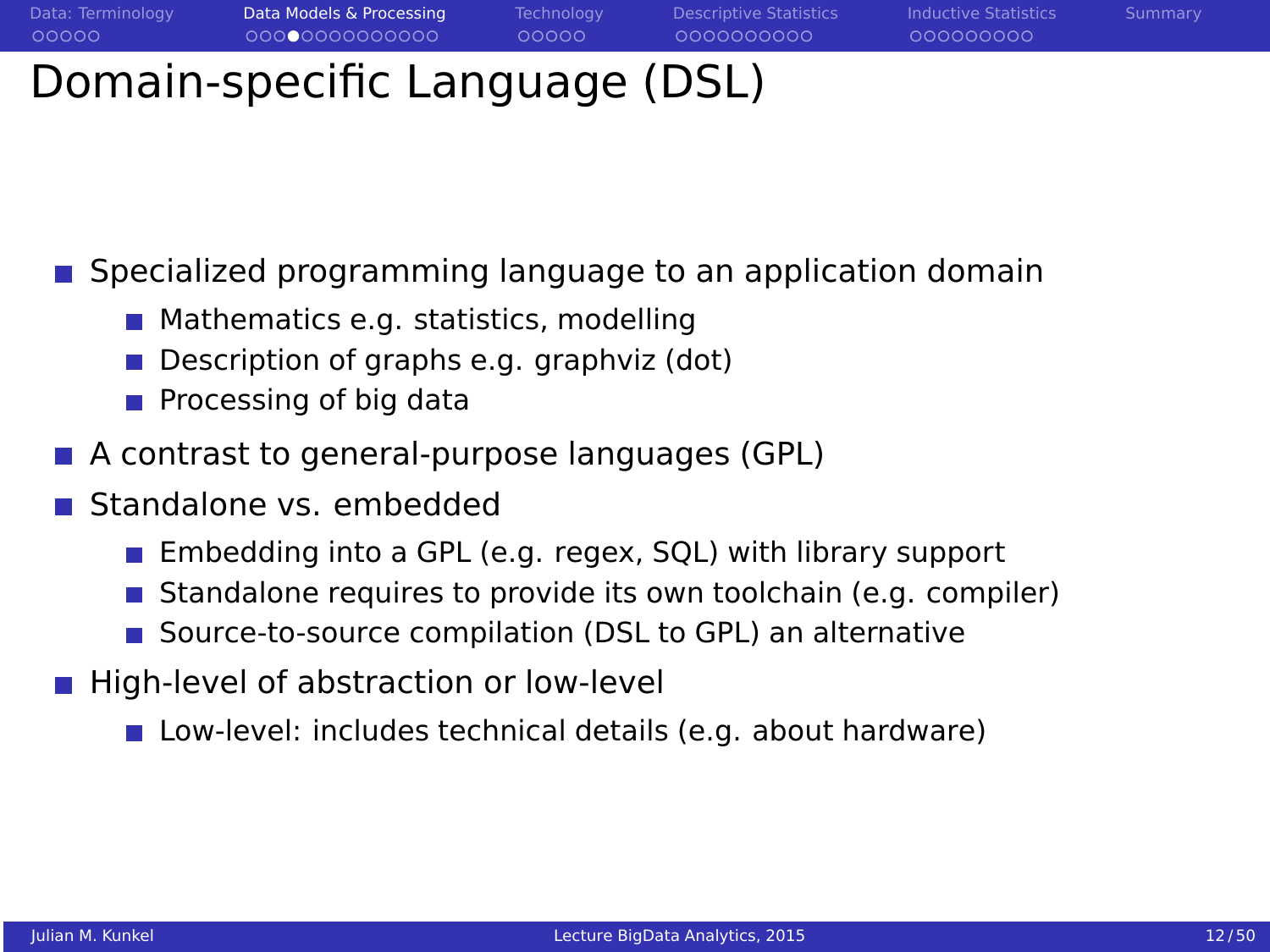# Domain-specific Language (DSL)

- Specialized programming language to an application domain
  - Mathematics e.g. statistics, modelling
  - Description of graphs e.g. graphviz (dot)
  - Processing of big data
- A contrast to general-purpose languages (GPL)
- Standalone vs. embedded
  - Embedding into a GPL (e.g. regex, SQL) with library support
  - Standalone requires to provide its own toolchain (e.g. compiler)
  - Source-to-source compilation (DSL to GPL) an alternative
- High-level of abstraction or low-level
  - Low-level: includes technical details (e.g. about hardware)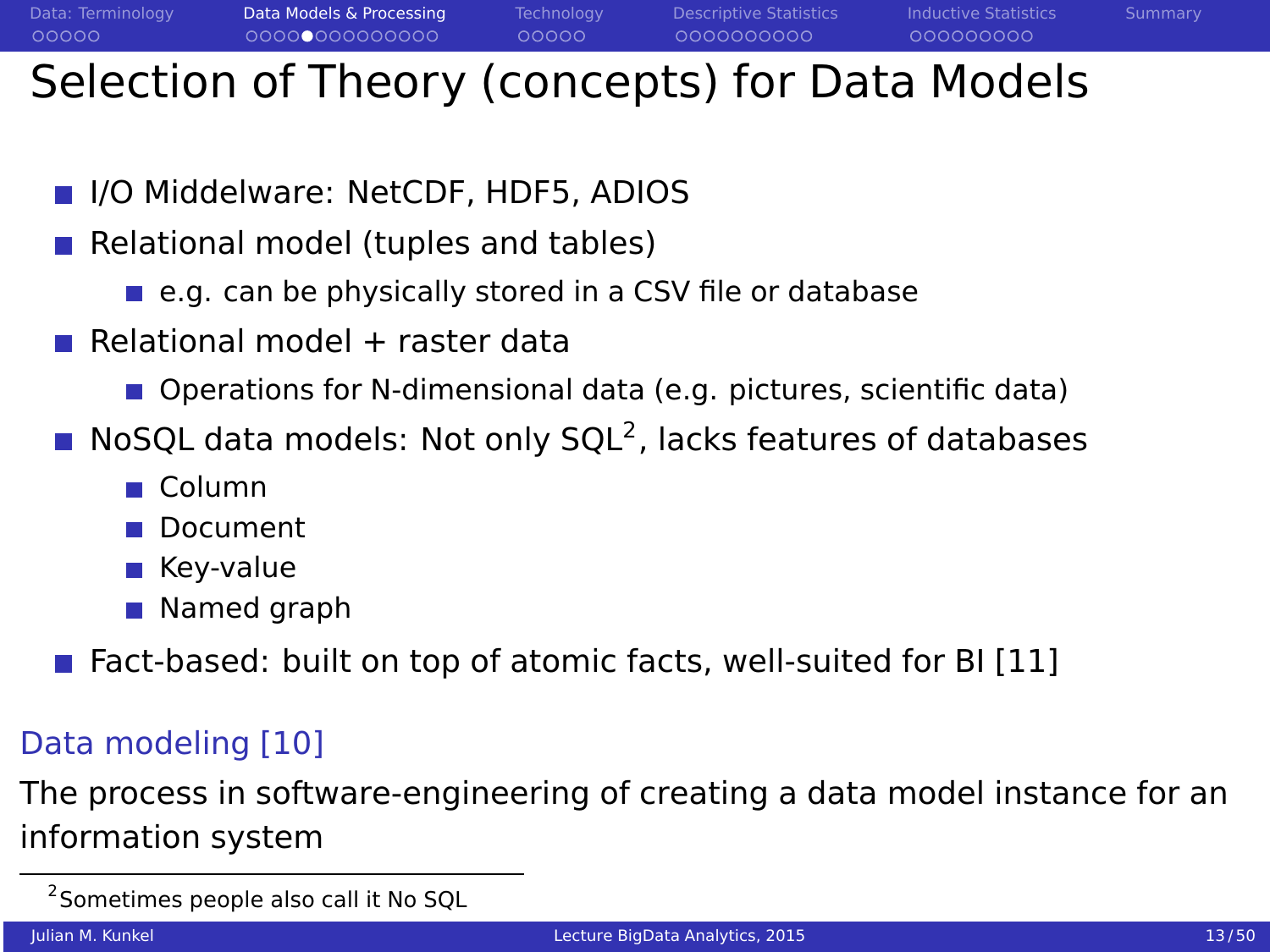# Selection of Theory (concepts) for Data Models

- I/O Middelware: NetCDF, HDF5, ADIOS
- Relational model (tuples and tables)
  - e.g. can be physically stored in a CSV file or database
- Relational model + raster data
  - Operations for N-dimensional data (e.g. pictures, scientific data)
- NoSQL data models: Not only SQL[2], lacks features of databases
  - Column
  - Document
  - Key-value
  - Named graph
- Fact-based: built on top of atomic facts, well-suited for BI [11]

**Data modeling [10]**

The process in software-engineering of creating a data model instance for an information system

---

[2] Sometimes people also call it No SQL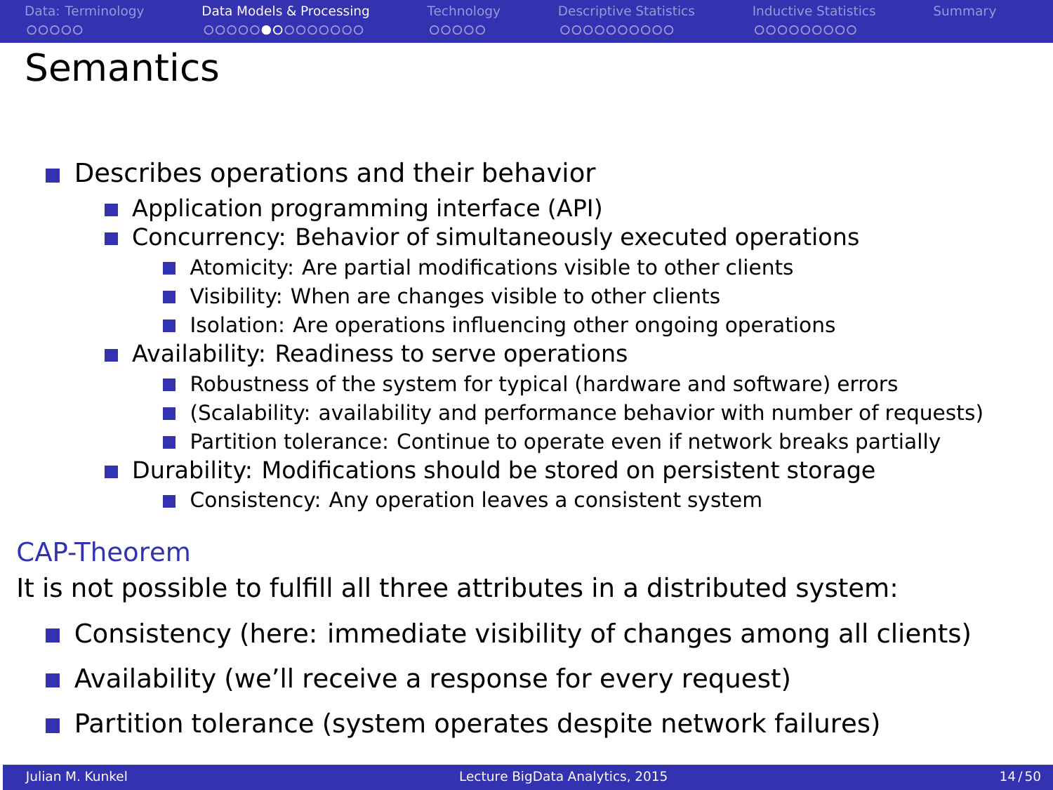# Semantics

- Describes operations and their behavior
  - Application programming interface (API)
  - Concurrency: Behavior of simultaneously executed operations
    - Atomicity: Are partial modifications visible to other clients
    - Visibility: When are changes visible to other clients
    - Isolation: Are operations influencing other ongoing operations
  - Availability: Readiness to serve operations
    - Robustness of the system for typical (hardware and software) errors
    - (Scalability: availability and performance behavior with number of requests)
    - Partition tolerance: Continue to operate even if network breaks partially
  - Durability: Modifications should be stored on persistent storage
    - Consistency: Any operation leaves a consistent system

## CAP-Theorem

It is not possible to fulfill all three attributes in a distributed system:

- Consistency (here: immediate visibility of changes among all clients)
- Availability (we'll receive a response for every request)
- Partition tolerance (system operates despite network failures)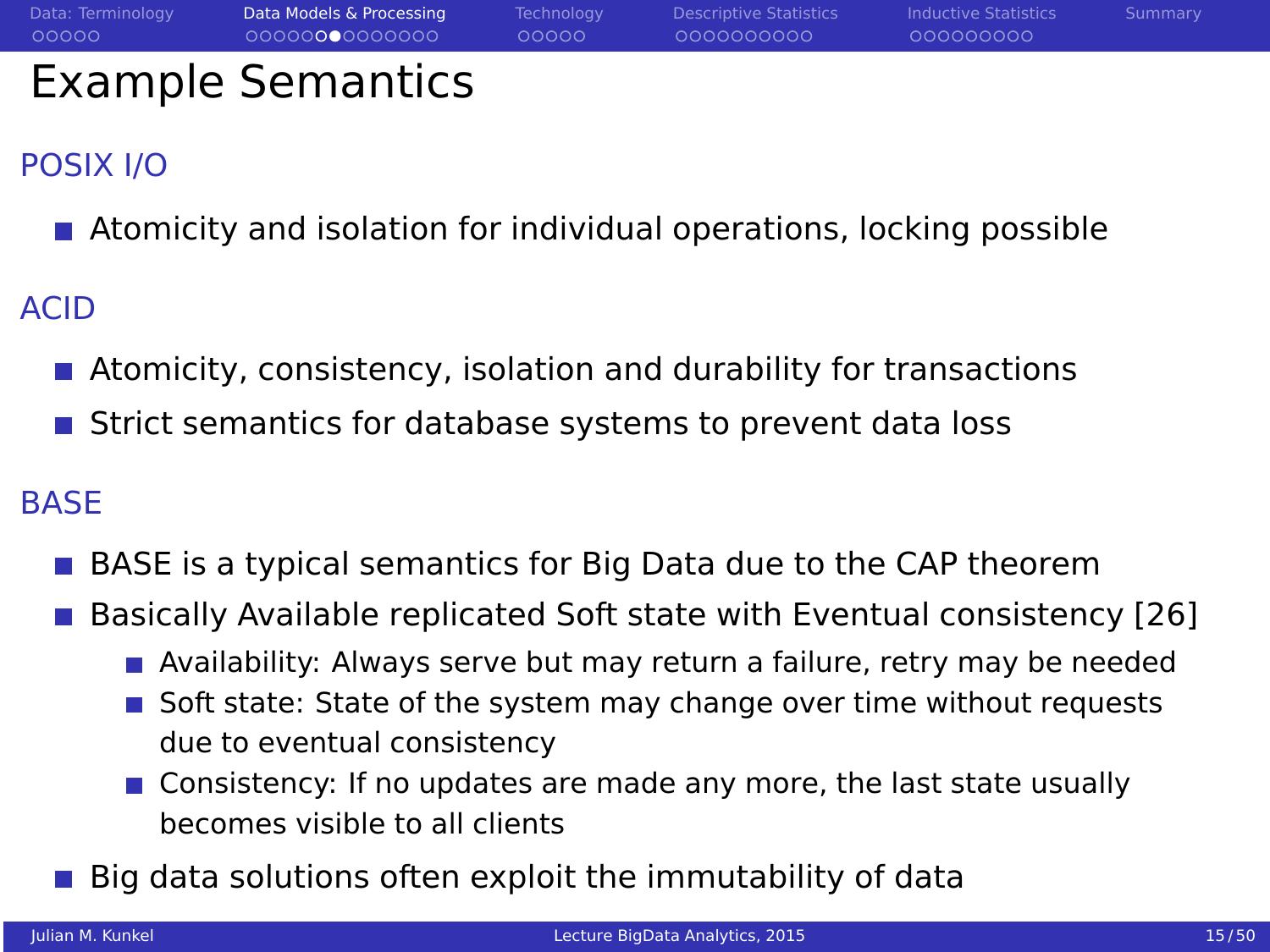# Example Semantics

## POSIX I/O

- Atomicity and isolation for individual operations, locking possible

## ACID

- Atomicity, consistency, isolation and durability for transactions
- Strict semantics for database systems to prevent data loss

## BASE

- BASE is a typical semantics for Big Data due to the CAP theorem
- Basically Available replicated Soft state with Eventual consistency [26]
  - Availability: Always serve but may return a failure, retry may be needed
  - Soft state: State of the system may change over time without requests due to eventual consistency
  - Consistency: If no updates are made any more, the last state usually becomes visible to all clients
- Big data solutions often exploit the immutability of data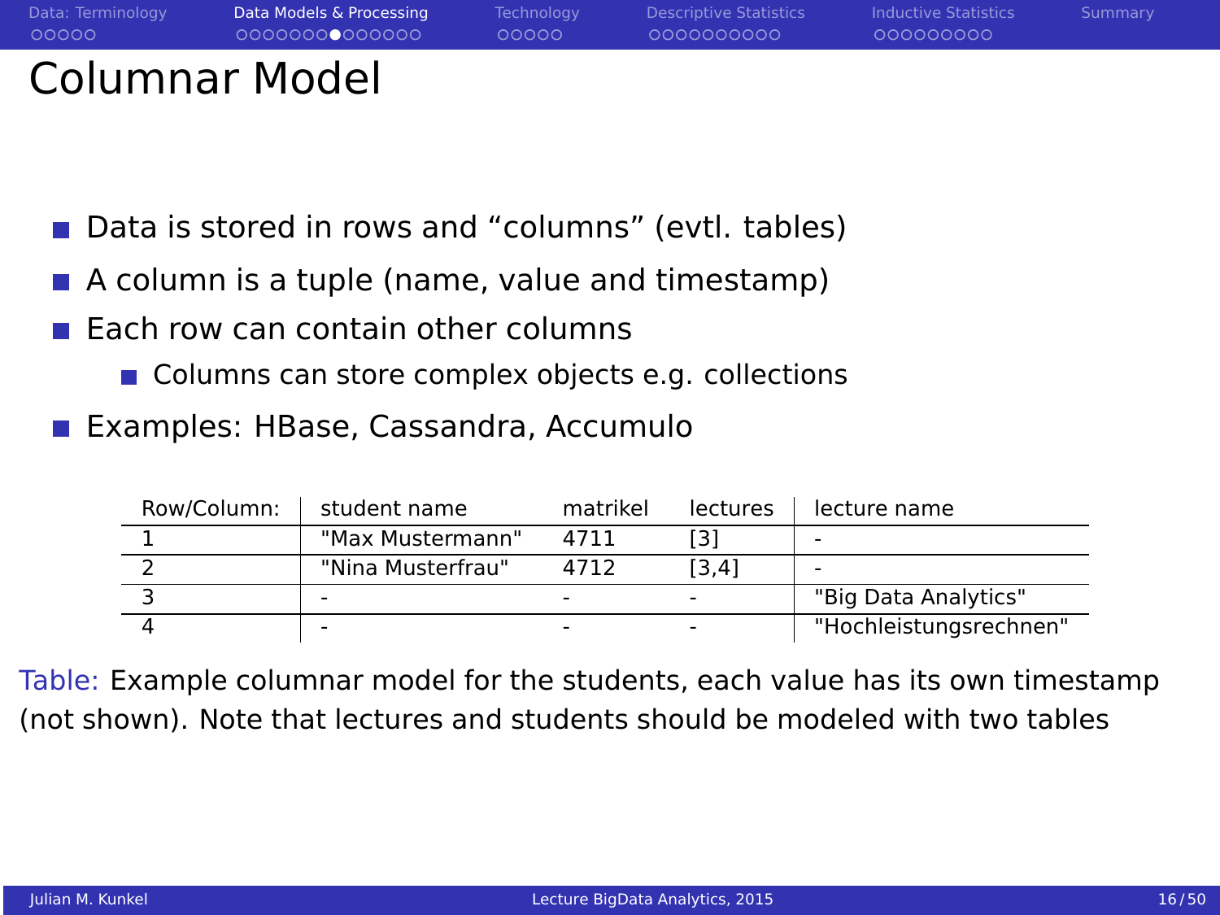# Columnar Model

- Data is stored in rows and “columns” (evtl. tables)
- A column is a tuple (name, value and timestamp)
- Each row can contain other columns
  - Columns can store complex objects e.g. collections
- Examples: HBase, Cassandra, Accumulo

| Row/Column: | student name | matrikel | lectures | lecture name |
|---|---|---|---|---|
| 1 | "Max Mustermann" | 4711 | [3] | - |
| 2 | "Nina Musterfrau" | 4712 | [3,4] | - |
| 3 | - | - | - | "Big Data Analytics" |
| 4 | - | - | - | "Hochleistungsrechnen" |

Table: Example columnar model for the students, each value has its own timestamp (not shown). Note that lectures and students should be modeled with two tables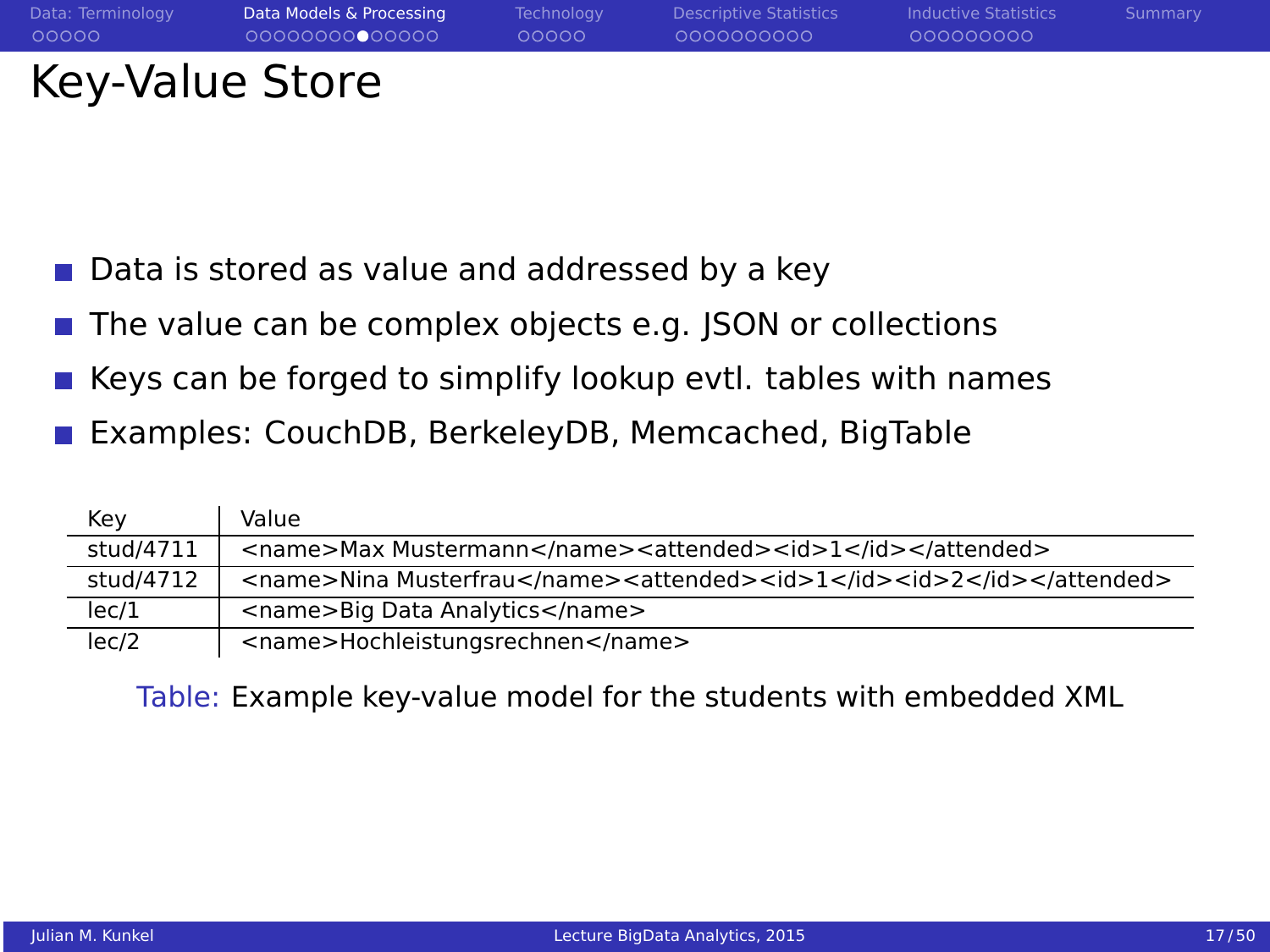# Key-Value Store

- Data is stored as value and addressed by a key
- The value can be complex objects e.g. JSON or collections
- Keys can be forged to simplify lookup evtl. tables with names
- Examples: CouchDB, BerkeleyDB, Memcached, BigTable

| Key | Value |
|---|---|
| stud/4711 | <name>Max Mustermann</name><attended><id>1</id></attended> |
| stud/4712 | <name>Nina Musterfrau</name><attended><id>1</id><id>2</id></attended> |
| lec/1 | <name>Big Data Analytics</name> |
| lec/2 | <name>Hochleistungsrechnen</name> |

Table: Example key-value model for the students with embedded XML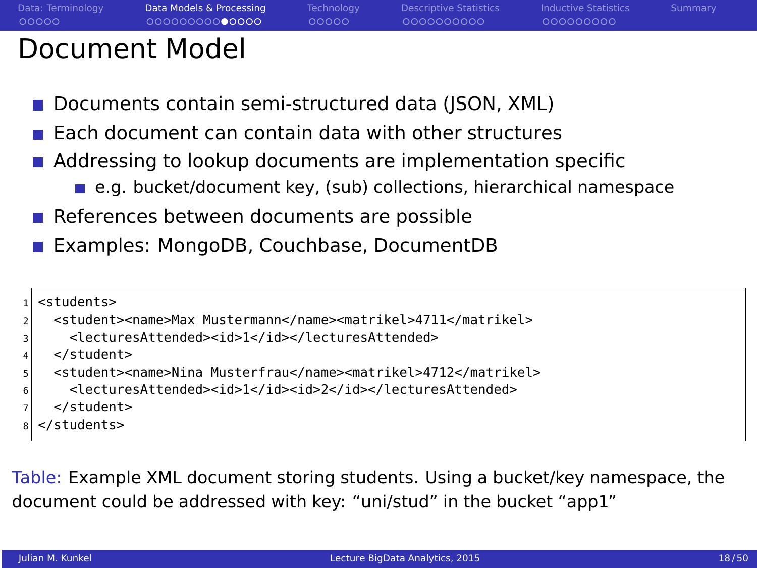# Document Model

- Documents contain semi-structured data (JSON, XML)
- Each document can contain data with other structures
- Addressing to lookup documents are implementation specific
  - e.g. bucket/document key, (sub) collections, hierarchical namespace
- References between documents are possible
- Examples: MongoDB, Couchbase, DocumentDB

```
<students>
  <student><name>Max Mustermann</name><matrikel>4711</matrikel>
    <lecturesAttended><id>1</id></lecturesAttended>
  </student>
  <student><name>Nina Musterfrau</name><matrikel>4712</matrikel>
    <lecturesAttended><id>1</id><id>2</id></lecturesAttended>
  </student>
</students>
```

Table: Example XML document storing students. Using a bucket/key namespace, the document could be addressed with key: "uni/stud" in the bucket "app1"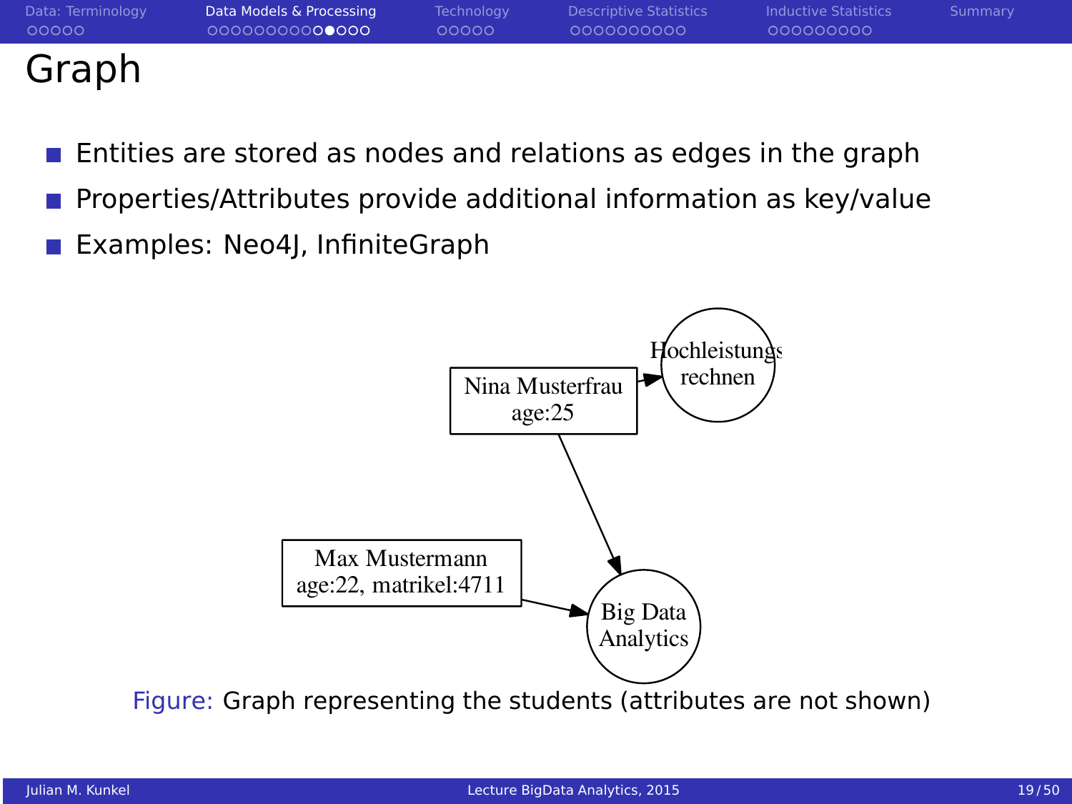# Graph

- Entities are stored as nodes and relations as edges in the graph
- Properties/Attributes provide additional information as key/value
- Examples: Neo4J, InfiniteGraph

Figure: Graph representing the students (attributes are not shown)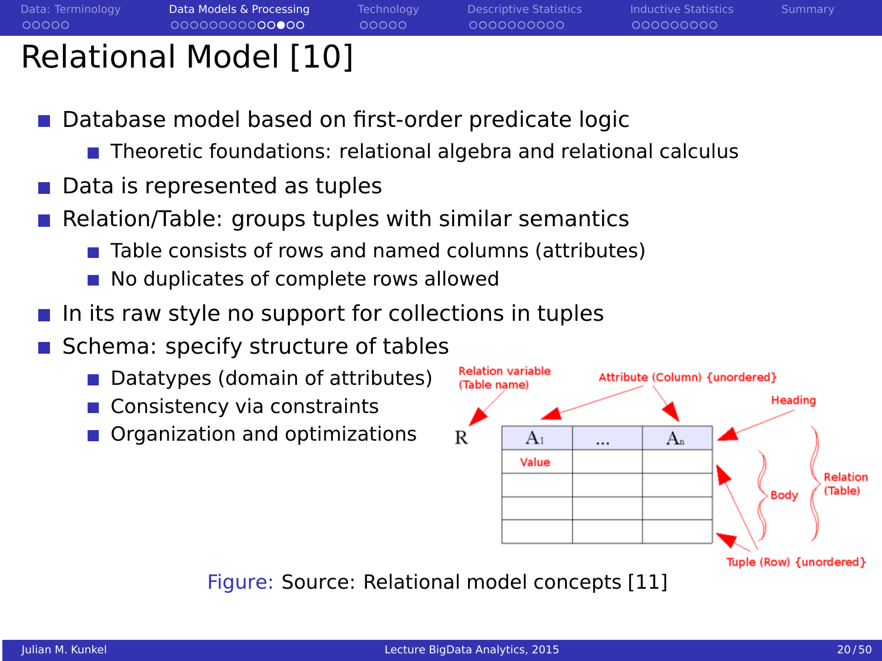# Relational Model [10]

- Database model based on first-order predicate logic
  - Theoretic foundations: relational algebra and relational calculus
- Data is represented as tuples
- Relation/Table: groups tuples with similar semantics
  - Table consists of rows and named columns (attributes)
  - No duplicates of complete rows allowed
- In its raw style no support for collections in tuples
- Schema: specify structure of tables
  - Datatypes (domain of attributes)
  - Consistency via constraints
  - Organization and optimizations

Figure: Source: Relational model concepts [11]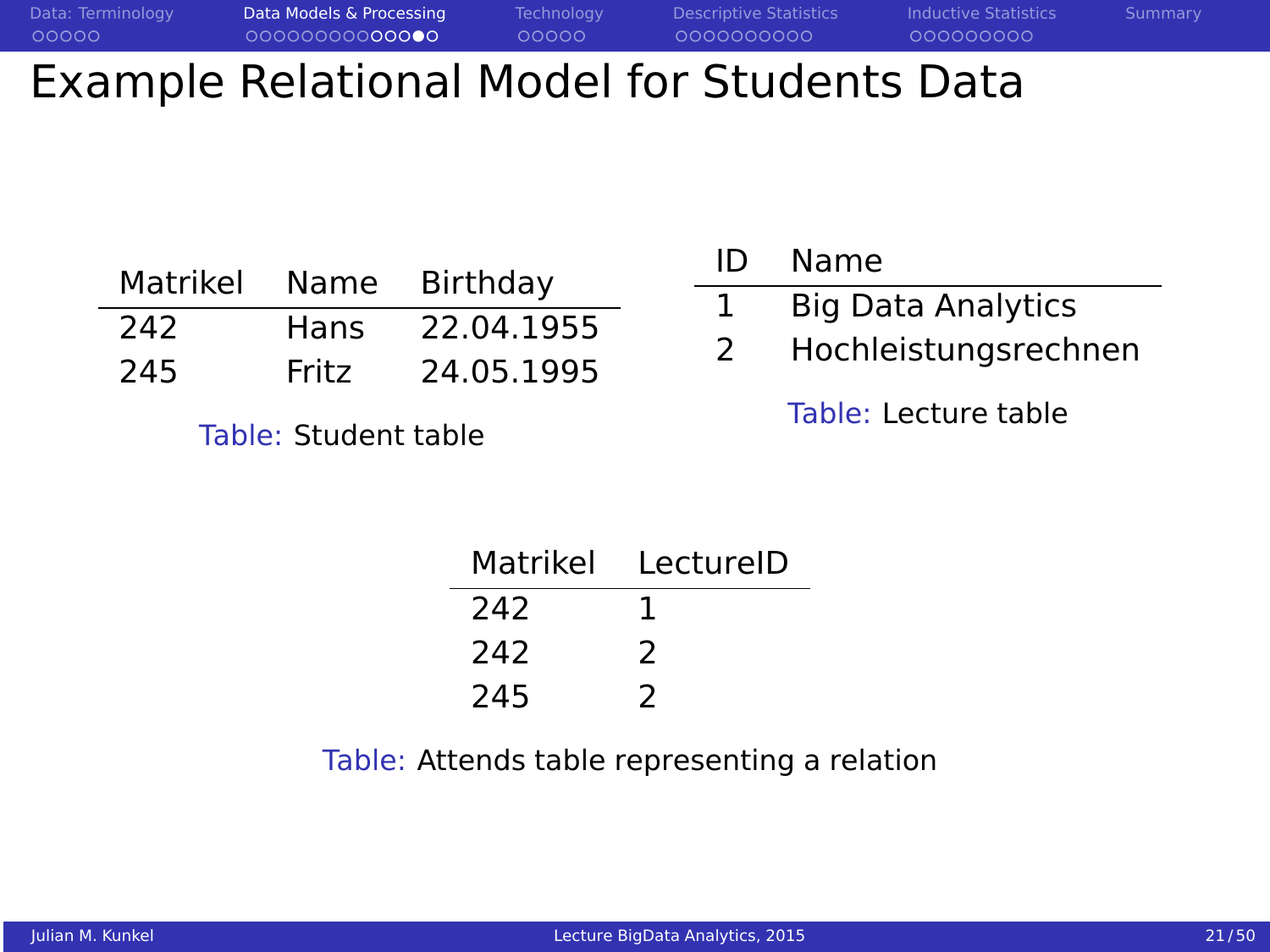# Example Relational Model for Students Data

| Matrikel | Name | Birthday |
|---|---|---|
| 242 | Hans | 22.04.1955 |
| 245 | Fritz | 24.05.1995 |

Table: Student table

| ID | Name |
|---|---|
| 1 | Big Data Analytics |
| 2 | Hochleistungsrechnen |

Table: Lecture table

| Matrikel | LectureID |
|---|---|
| 242 | 1 |
| 242 | 2 |
| 245 | 2 |

Table: Attends table representing a relation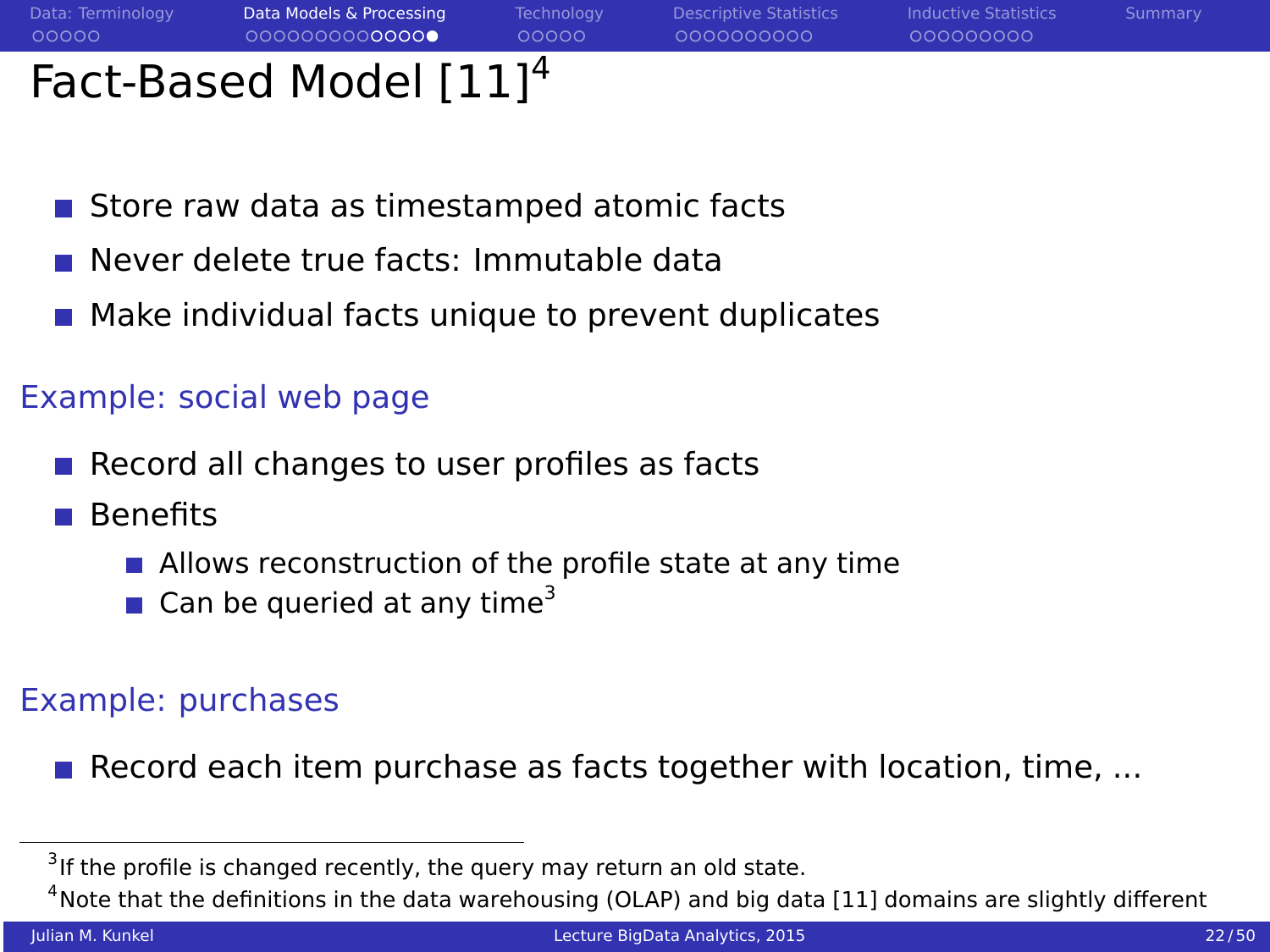# Fact-Based Model [11] [4]

- Store raw data as timestamped atomic facts
- Never delete true facts: Immutable data
- Make individual facts unique to prevent duplicates

## Example: social web page

- Record all changes to user profiles as facts
- Benefits
  - Allows reconstruction of the profile state at any time
  - Can be queried at any time [3]

## Example: purchases

- Record each item purchase as facts together with location, time, ...

---

[3] If the profile is changed recently, the query may return an old state.

[4] Note that the definitions in the data warehousing (OLAP) and big data [11] domains are slightly different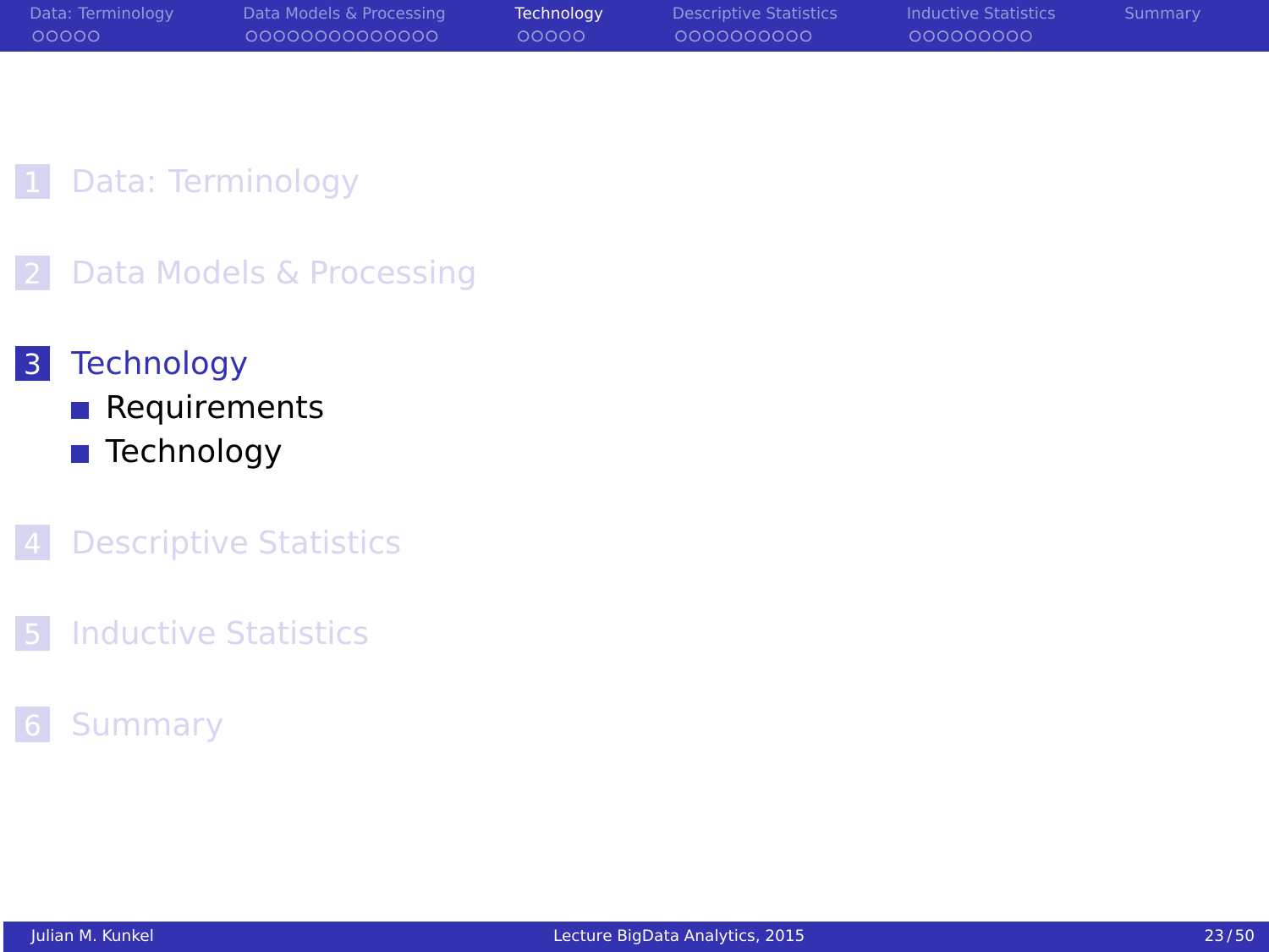1. Data: Terminology
2. Data Models & Processing
3. Technology
   - Requirements
   - Technology
4. Descriptive Statistics
5. Inductive Statistics
6. Summary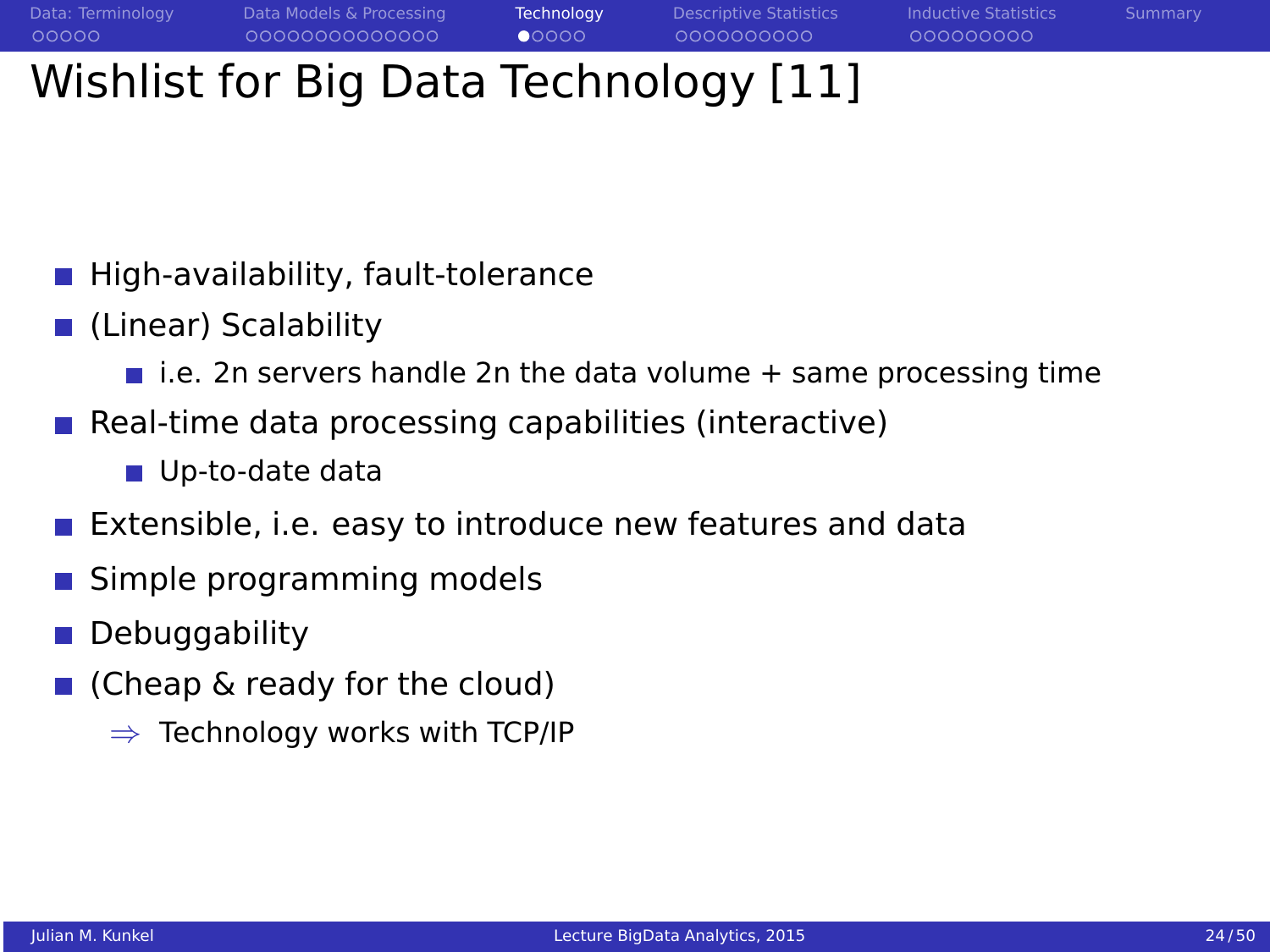# Wishlist for Big Data Technology [11]

- High-availability, fault-tolerance
- (Linear) Scalability
  - i.e. 2n servers handle 2n the data volume + same processing time
- Real-time data processing capabilities (interactive)
  - Up-to-date data
- Extensible, i.e. easy to introduce new features and data
- Simple programming models
- Debuggability
- (Cheap & ready for the cloud)

  $\Rightarrow$ Technology works with TCP/IP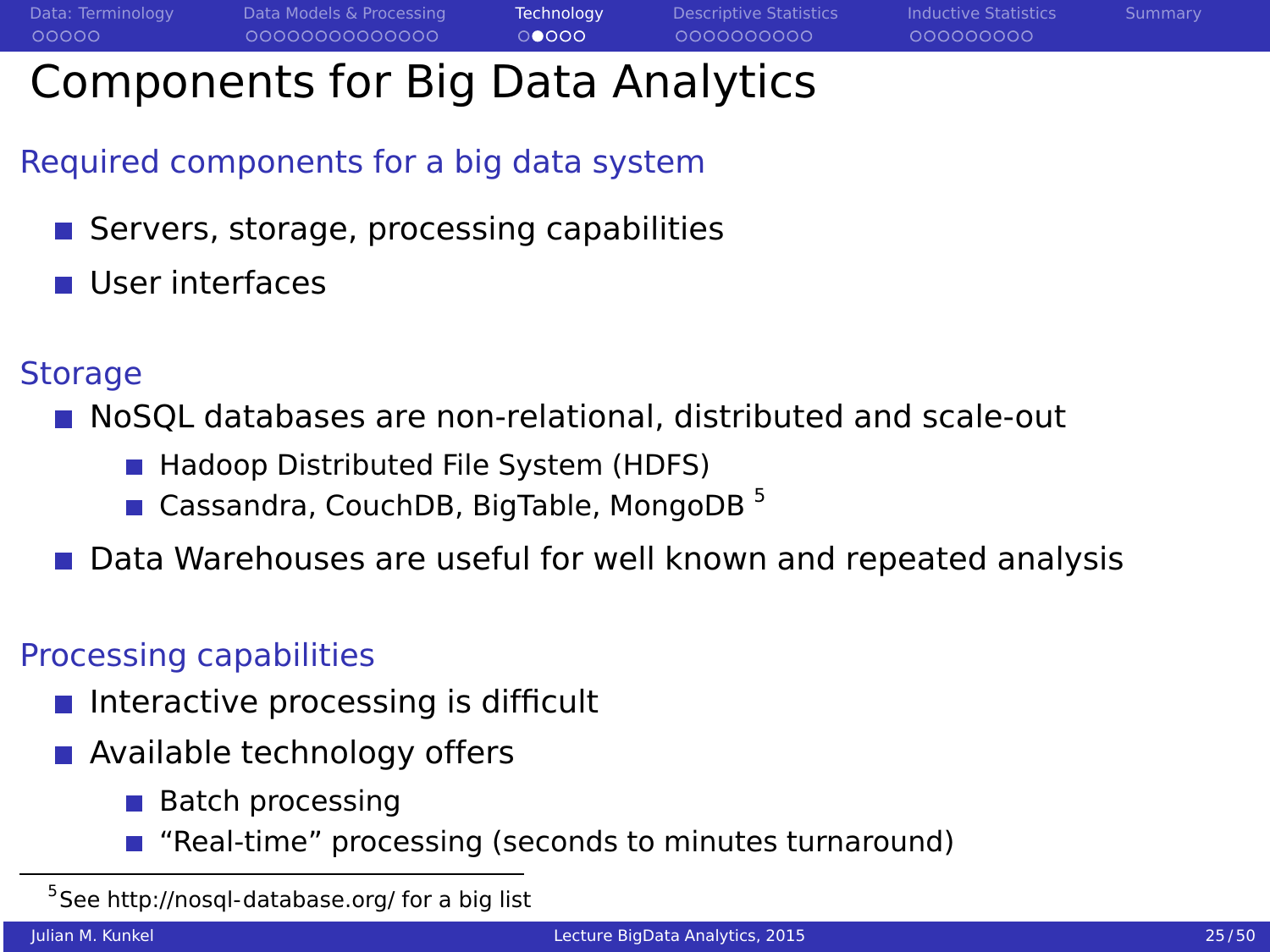# Components for Big Data Analytics

## Required components for a big data system

- Servers, storage, processing capabilities
- User interfaces

## Storage

- NoSQL databases are non-relational, distributed and scale-out
  - Hadoop Distributed File System (HDFS)
  - Cassandra, CouchDB, BigTable, MongoDB [5]
- Data Warehouses are useful for well known and repeated analysis

## Processing capabilities

- Interactive processing is difficult
- Available technology offers
  - Batch processing
  - “Real-time” processing (seconds to minutes turnaround)

[5] See http://nosql-database.org/ for a big list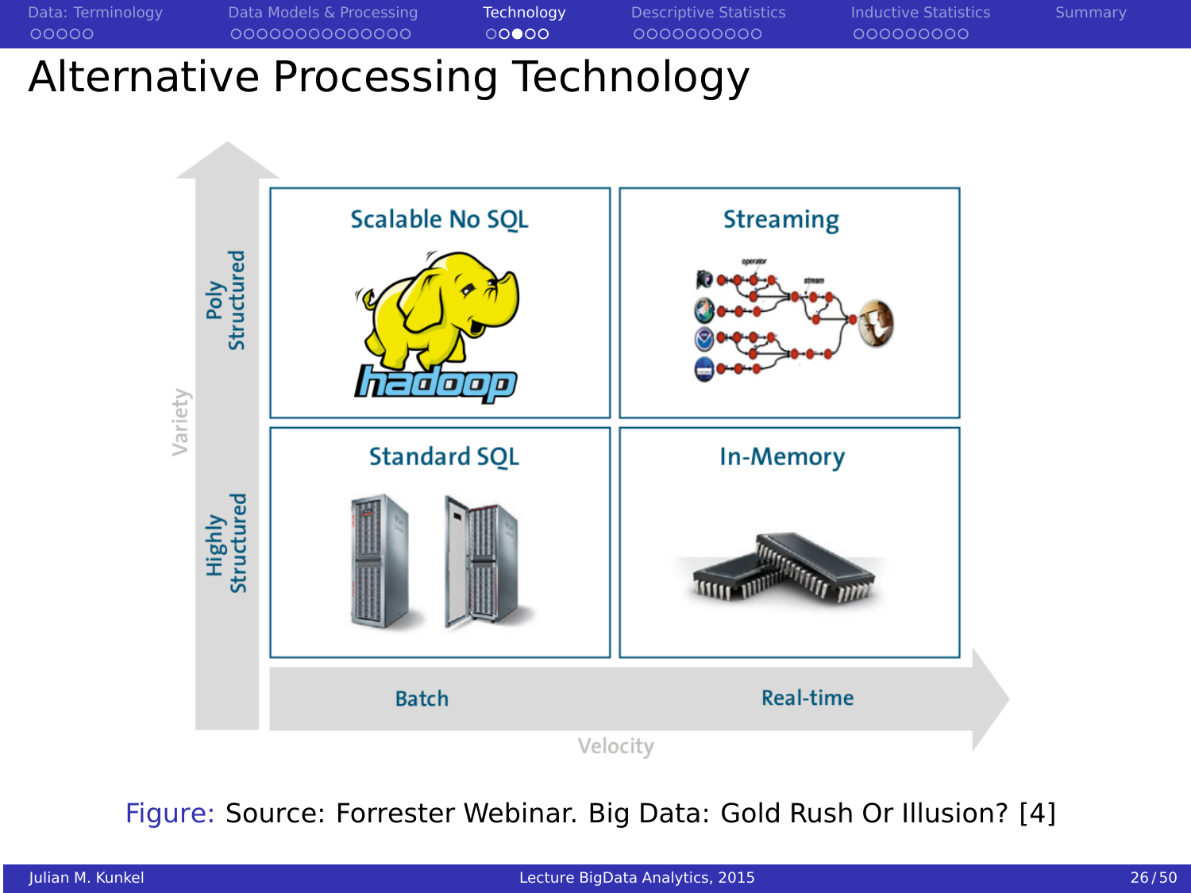# Alternative Processing Technology

|  | Batch | Real-time |
| --- | --- | --- |
| Poly Structured | Scalable No SQL | Streaming |
| Highly Structured | Standard SQL | In-Memory |

Variety / Velocity

Figure: Source: Forrester Webinar. Big Data: Gold Rush Or Illusion? [4]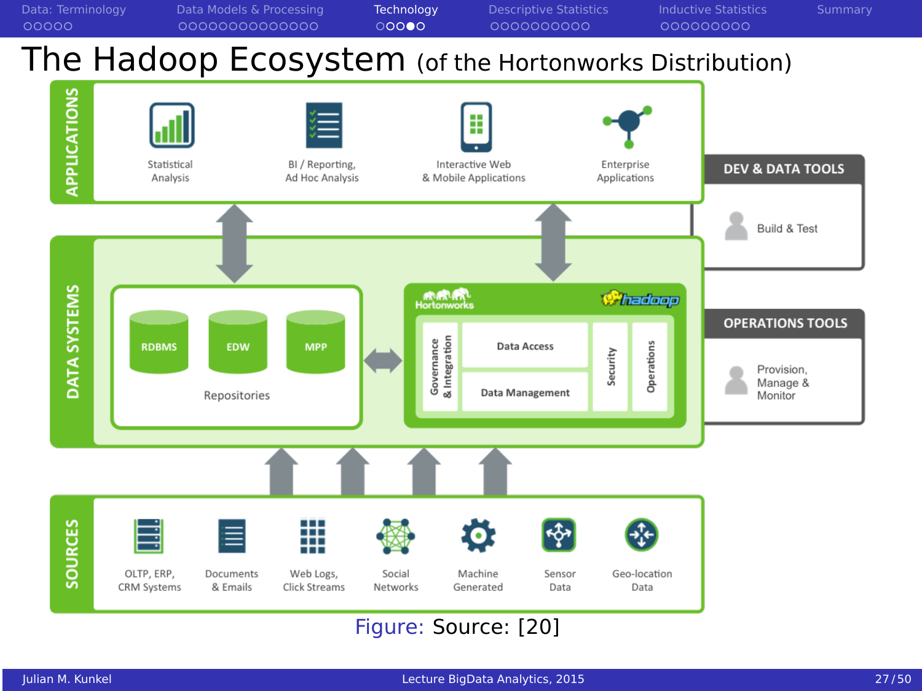# The Hadoop Ecosystem (of the Hortonworks Distribution)

**APPLICATIONS**

- Statistical Analysis
- BI / Reporting, Ad Hoc Analysis
- Interactive Web & Mobile Applications
- Enterprise Applications

**DATA SYSTEMS**

Repositories: RDBMS, EDW, MPP

Hortonworks hadoop: Governance & Integration, Data Access, Data Management, Security, Operations

**SOURCES**

- OLTP, ERP, CRM Systems
- Documents & Emails
- Web Logs, Click Streams
- Social Networks
- Machine Generated
- Sensor Data
- Geo-location Data

**DEV & DATA TOOLS**

- Build & Test

**OPERATIONS TOOLS**

- Provision, Manage & Monitor

Figure: Source: [20]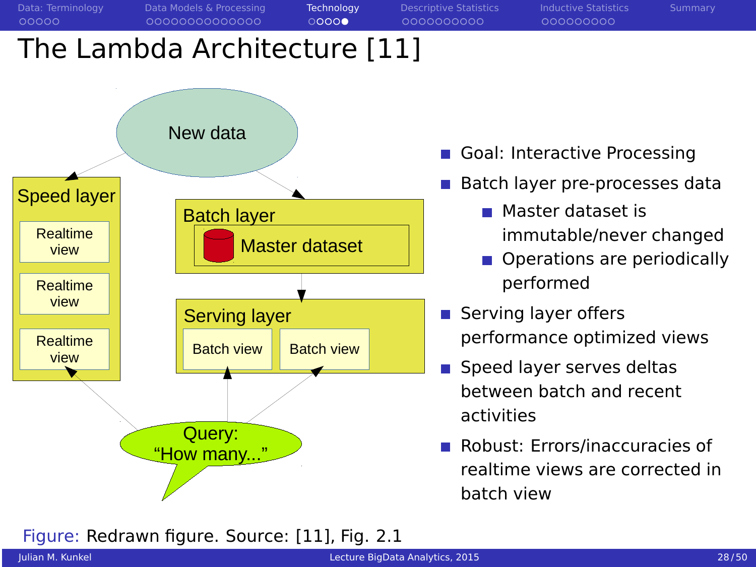# The Lambda Architecture [11]

New data

Speed layer

Realtime view

Realtime view

Realtime view

Batch layer

Master dataset

Serving layer

Batch view

Batch view

Query: "How many..."

Figure: Redrawn figure. Source: [11], Fig. 2.1

- Goal: Interactive Processing
- Batch layer pre-processes data
  - Master dataset is immutable/never changed
  - Operations are periodically performed
- Serving layer offers performance optimized views
- Speed layer serves deltas between batch and recent activities
- Robust: Errors/inaccuracies of realtime views are corrected in batch view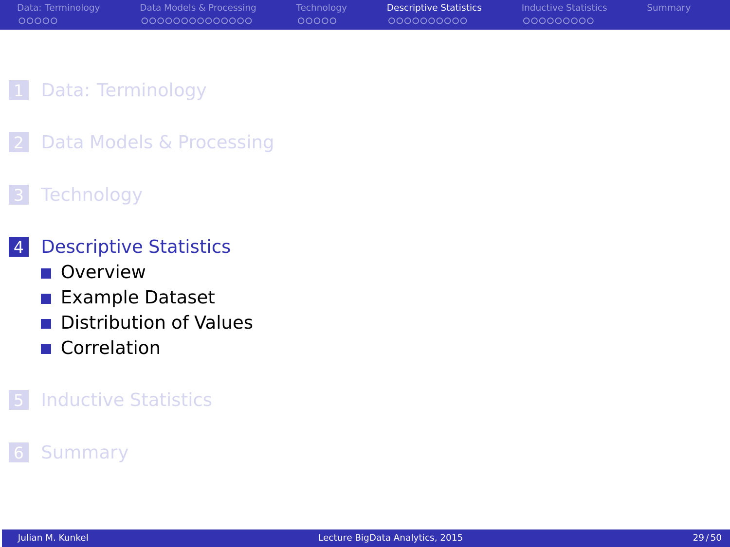1 Data: Terminology

2 Data Models & Processing

3 Technology

4 Descriptive Statistics
- Overview
- Example Dataset
- Distribution of Values
- Correlation

5 Inductive Statistics

6 Summary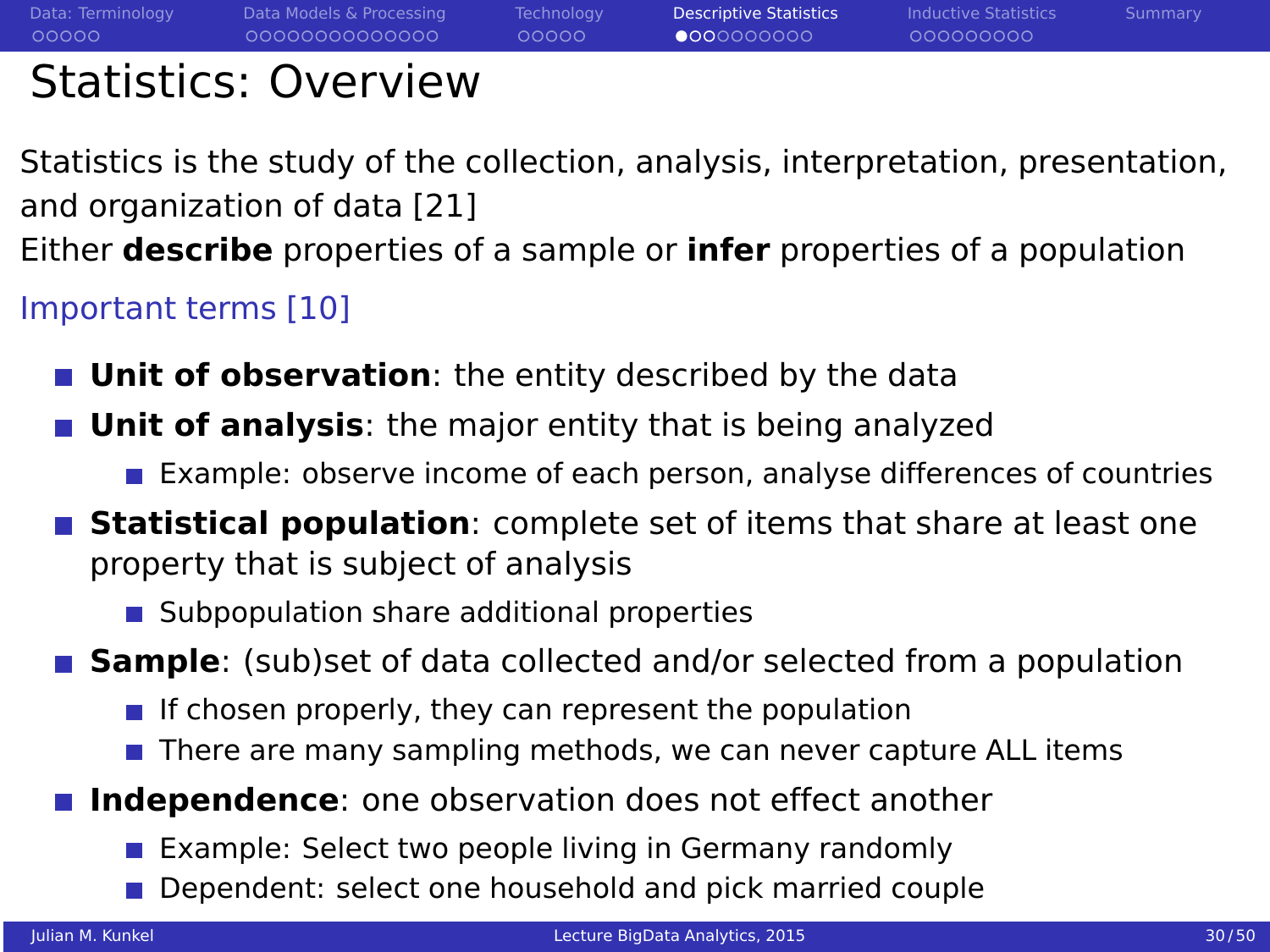# Statistics: Overview

Statistics is the study of the collection, analysis, interpretation, presentation, and organization of data [21]

Either **describe** properties of a sample or **infer** properties of a population

## Important terms [10]

- **Unit of observation**: the entity described by the data
- **Unit of analysis**: the major entity that is being analyzed
  - Example: observe income of each person, analyse differences of countries
- **Statistical population**: complete set of items that share at least one property that is subject of analysis
  - Subpopulation share additional properties
- **Sample**: (sub)set of data collected and/or selected from a population
  - If chosen properly, they can represent the population
  - There are many sampling methods, we can never capture ALL items
- **Independence**: one observation does not effect another
  - Example: Select two people living in Germany randomly
  - Dependent: select one household and pick married couple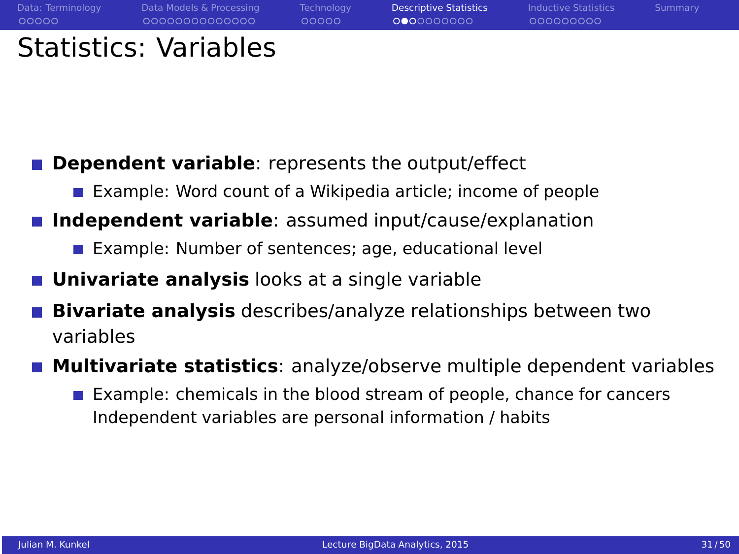# Statistics: Variables

- **Dependent variable**: represents the output/effect
  - Example: Word count of a Wikipedia article; income of people
- **Independent variable**: assumed input/cause/explanation
  - Example: Number of sentences; age, educational level
- **Univariate analysis** looks at a single variable
- **Bivariate analysis** describes/analyze relationships between two variables
- **Multivariate statistics**: analyze/observe multiple dependent variables
  - Example: chemicals in the blood stream of people, chance for cancers
    Independent variables are personal information / habits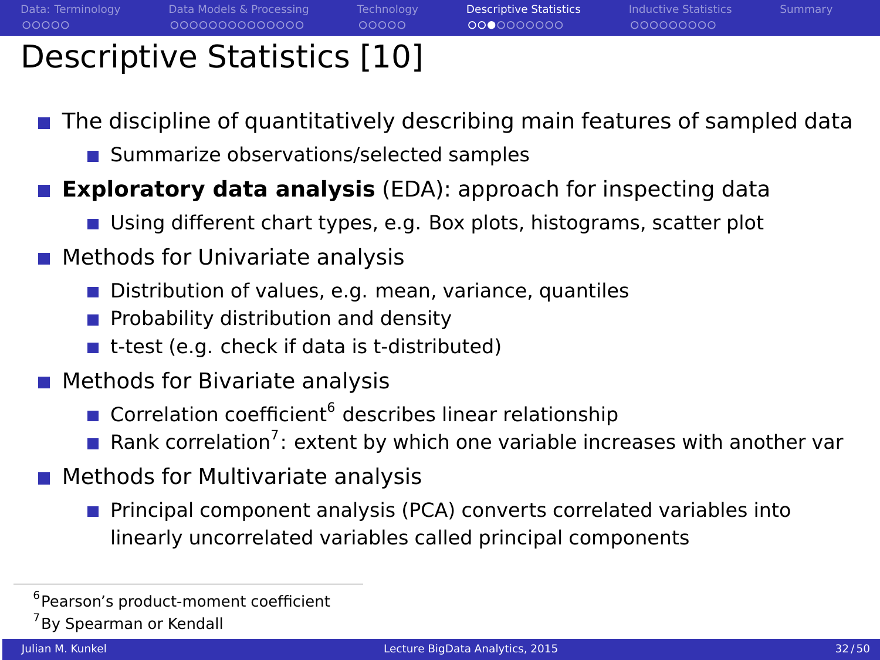# Descriptive Statistics [10]

- The discipline of quantitatively describing main features of sampled data
  - Summarize observations/selected samples
- **Exploratory data analysis** (EDA): approach for inspecting data
  - Using different chart types, e.g. Box plots, histograms, scatter plot
- Methods for Univariate analysis
  - Distribution of values, e.g. mean, variance, quantiles
  - Probability distribution and density
  - t-test (e.g. check if data is t-distributed)
- Methods for Bivariate analysis
  - Correlation coefficient[6] describes linear relationship
  - Rank correlation[7]: extent by which one variable increases with another var
- Methods for Multivariate analysis
  - Principal component analysis (PCA) converts correlated variables into linearly uncorrelated variables called principal components

[6] Pearson's product-moment coefficient

[7] By Spearman or Kendall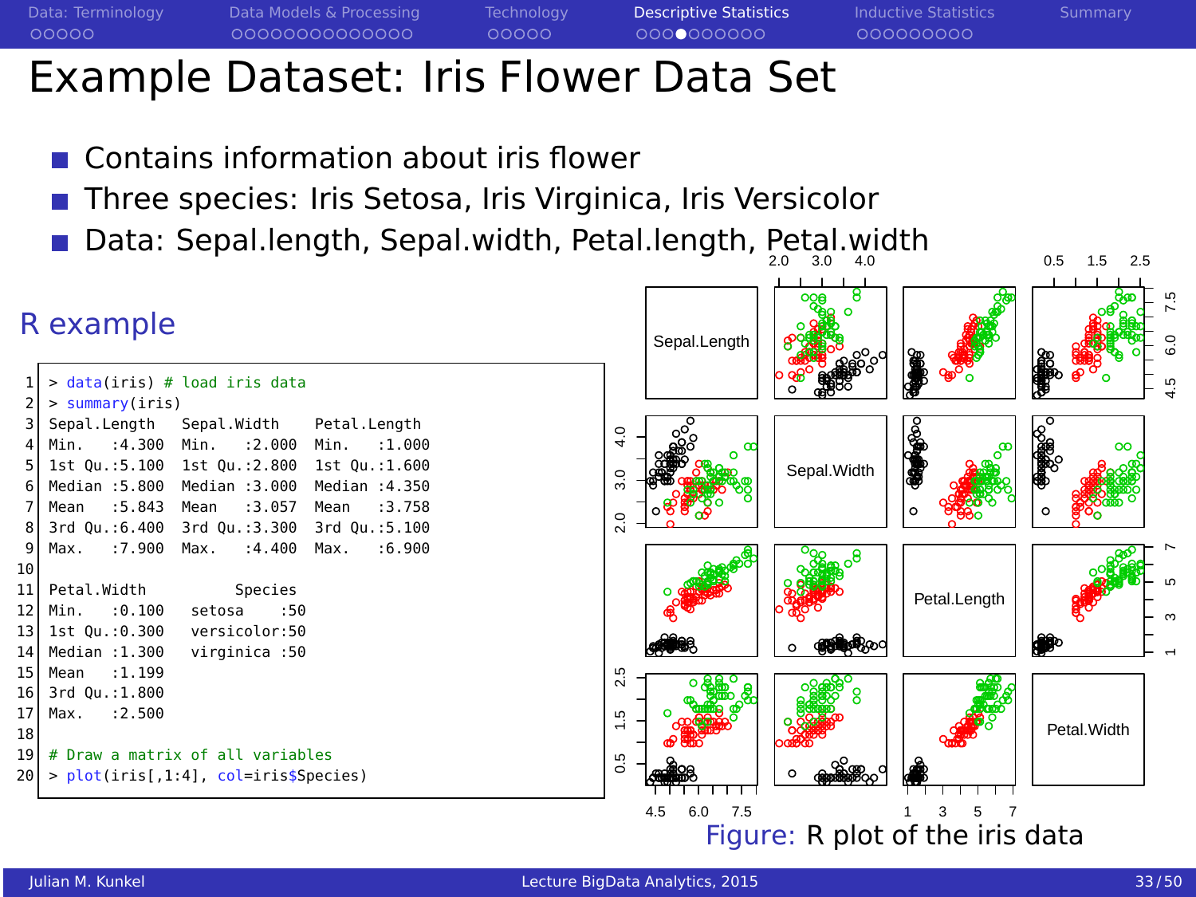# Example Dataset: Iris Flower Data Set

- Contains information about iris flower
- Three species: Iris Setosa, Iris Virginica, Iris Versicolor
- Data: Sepal.length, Sepal.width, Petal.length, Petal.width

## R example

```
> data(iris) # load iris data
> summary(iris)
Sepal.Length    Sepal.Width     Petal.Length
Min.   :4.300   Min.   :2.000   Min.   :1.000
1st Qu.:5.100   1st Qu.:2.800   1st Qu.:1.600
Median :5.800   Median :3.000   Median :4.350
Mean   :5.843   Mean   :3.057   Mean   :3.758
3rd Qu.:6.400   3rd Qu.:3.300   3rd Qu.:5.100
Max.   :7.900   Max.   :4.400   Max.   :6.900

Petal.Width          Species
Min.   :0.100   setosa    :50
1st Qu.:0.300   versicolor:50
Median :1.300   virginica :50
Mean   :1.199
3rd Qu.:1.800
Max.   :2.500

# Draw a matrix of all variables
> plot(iris[,1:4], col=iris$Species)
```

Figure: R plot of the iris data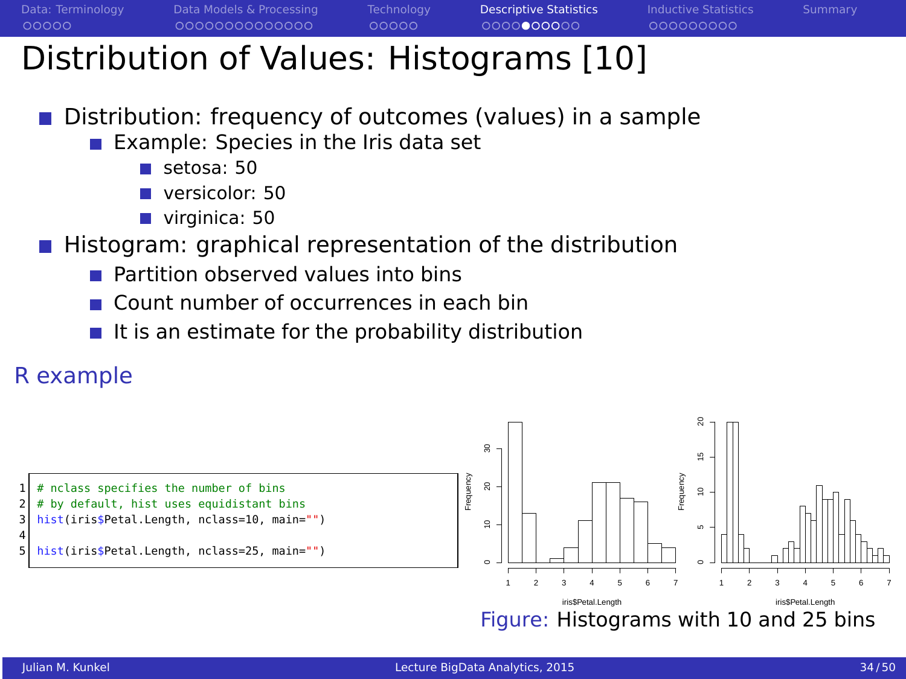# Distribution of Values: Histograms [10]

- Distribution: frequency of outcomes (values) in a sample
  - Example: Species in the Iris data set
    - setosa: 50
    - versicolor: 50
    - virginica: 50
- Histogram: graphical representation of the distribution
  - Partition observed values into bins
  - Count number of occurrences in each bin
  - It is an estimate for the probability distribution

## R example

```r
# nclass specifies the number of bins
# by default, hist uses equidistant bins
hist(iris$Petal.Length, nclass=10, main="")

hist(iris$Petal.Length, nclass=25, main="")
```

Figure: Histograms with 10 and 25 bins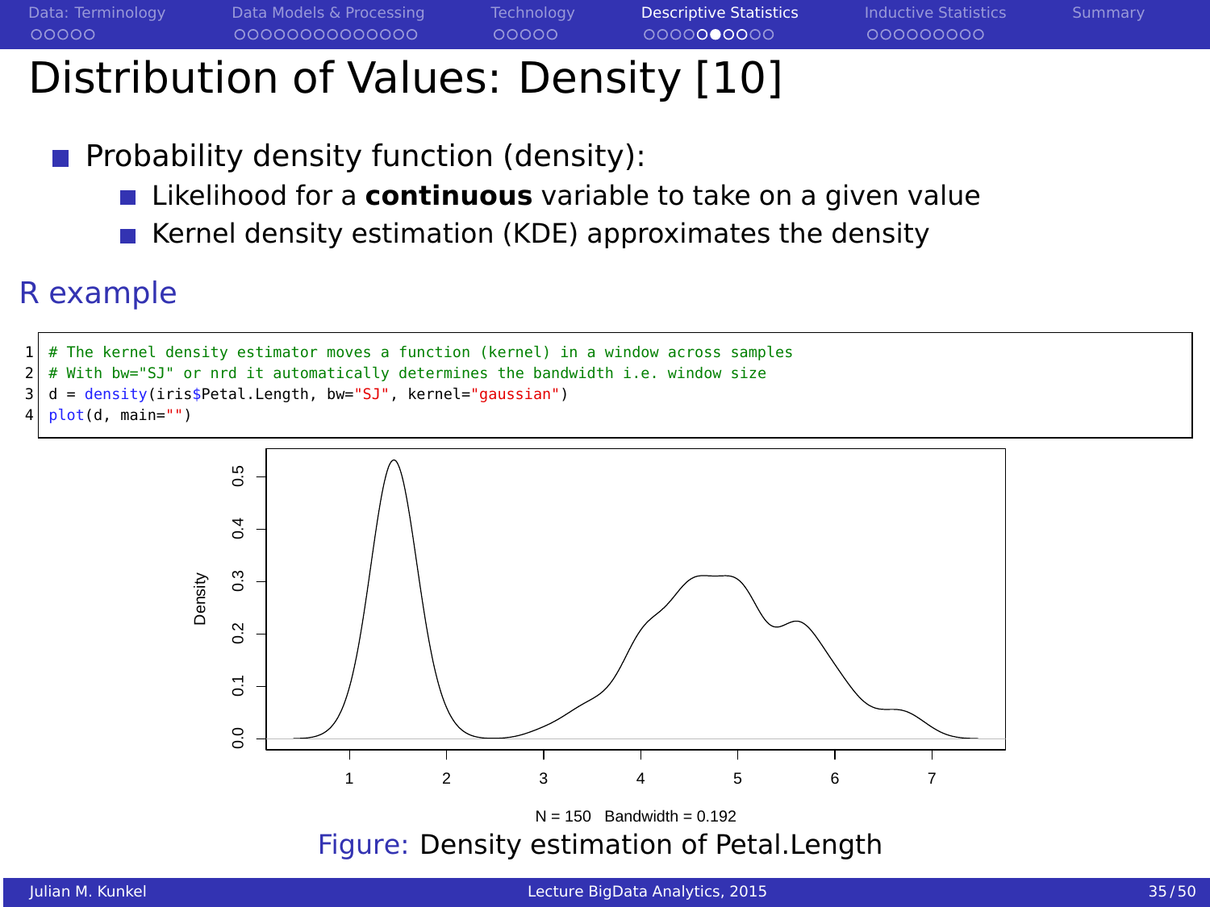# Distribution of Values: Density [10]

- Probability density function (density):
  - Likelihood for a **continuous** variable to take on a given value
  - Kernel density estimation (KDE) approximates the density

## R example

```r
# The kernel density estimator moves a function (kernel) in a window across samples
# With bw="SJ" or nrd it automatically determines the bandwidth i.e. window size
d = density(iris$Petal.Length, bw="SJ", kernel="gaussian")
plot(d, main="")
```

N = 150 Bandwidth = 0.192

Figure: Density estimation of Petal.Length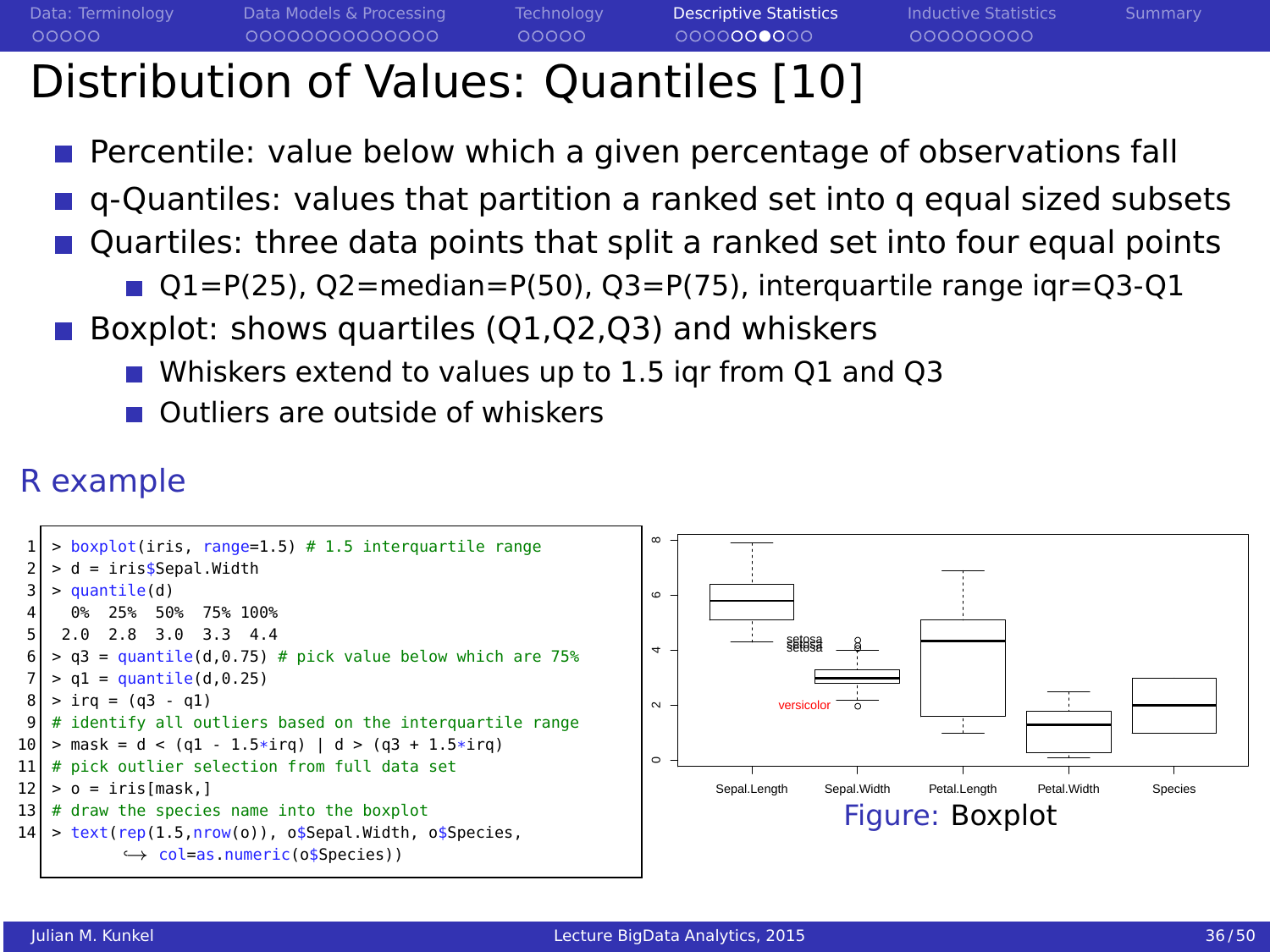# Distribution of Values: Quantiles [10]

- Percentile: value below which a given percentage of observations fall
- q-Quantiles: values that partition a ranked set into q equal sized subsets
- Quartiles: three data points that split a ranked set into four equal points
  - Q1=P(25), Q2=median=P(50), Q3=P(75), interquartile range iqr=Q3-Q1
- Boxplot: shows quartiles (Q1,Q2,Q3) and whiskers
  - Whiskers extend to values up to 1.5 iqr from Q1 and Q3
  - Outliers are outside of whiskers

## R example

```
1  > boxplot(iris, range=1.5) # 1.5 interquartile range
2  > d = iris$Sepal.Width
3  > quantile(d)
4    0%  25%  50%  75% 100%
5   2.0  2.8  3.0  3.3  4.4
6  > q3 = quantile(d,0.75) # pick value below which are 75%
7  > q1 = quantile(d,0.25)
8  > irq = (q3 - q1)
9  # identify all outliers based on the interquartile range
10 > mask = d < (q1 - 1.5*irq) | d > (q3 + 1.5*irq)
11 # pick outlier selection from full data set
12 > o = iris[mask,]
13 # draw the species name into the boxplot
14 > text(rep(1.5,nrow(o)), o$Sepal.Width, o$Species,
       ↪ col=as.numeric(o$Species))
```

Figure: Boxplot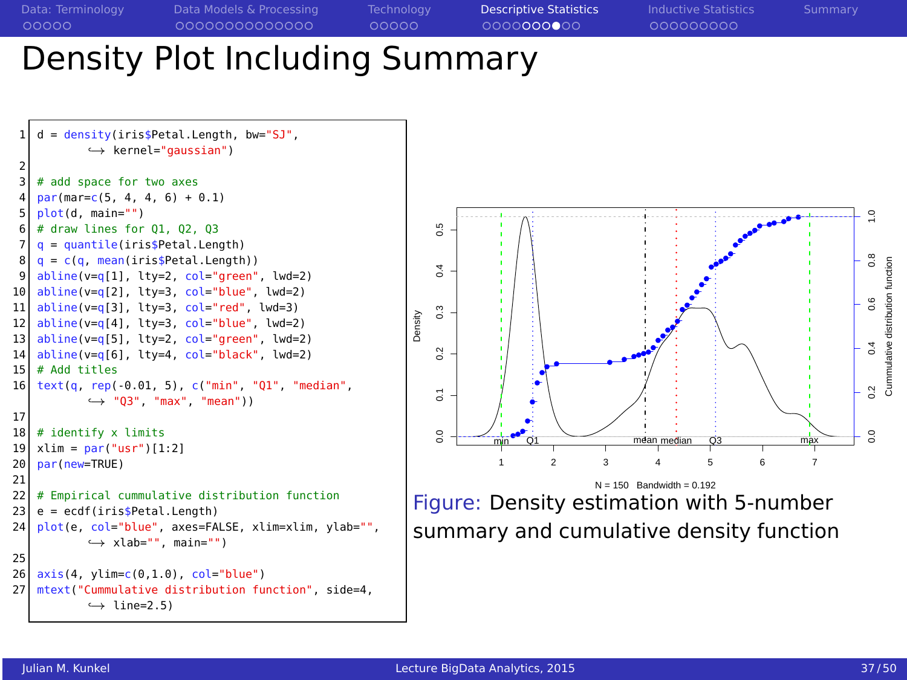# Density Plot Including Summary

```r
d = density(iris$Petal.Length, bw="SJ",
      kernel="gaussian")

# add space for two axes
par(mar=c(5, 4, 4, 6) + 0.1)
plot(d, main="")
# draw lines for Q1, Q2, Q3
q = quantile(iris$Petal.Length)
q = c(q, mean(iris$Petal.Length))
abline(v=q[1], lty=2, col="green", lwd=2)
abline(v=q[2], lty=3, col="blue", lwd=2)
abline(v=q[3], lty=3, col="red", lwd=3)
abline(v=q[4], lty=3, col="blue", lwd=2)
abline(v=q[5], lty=2, col="green", lwd=2)
abline(v=q[6], lty=4, col="black", lwd=2)
# Add titles
text(q, rep(-0.01, 5), c("min", "Q1", "median",
      "Q3", "max", "mean"))

# identify x limits
xlim = par("usr")[1:2]
par(new=TRUE)

# Empirical cummulative distribution function
e = ecdf(iris$Petal.Length)
plot(e, col="blue", axes=FALSE, xlim=xlim, ylab="",
      xlab="", main="")

axis(4, ylim=c(0,1.0), col="blue")
mtext("Cummulative distribution function", side=4,
      line=2.5)
```

Figure: Density estimation with 5-number summary and cumulative density function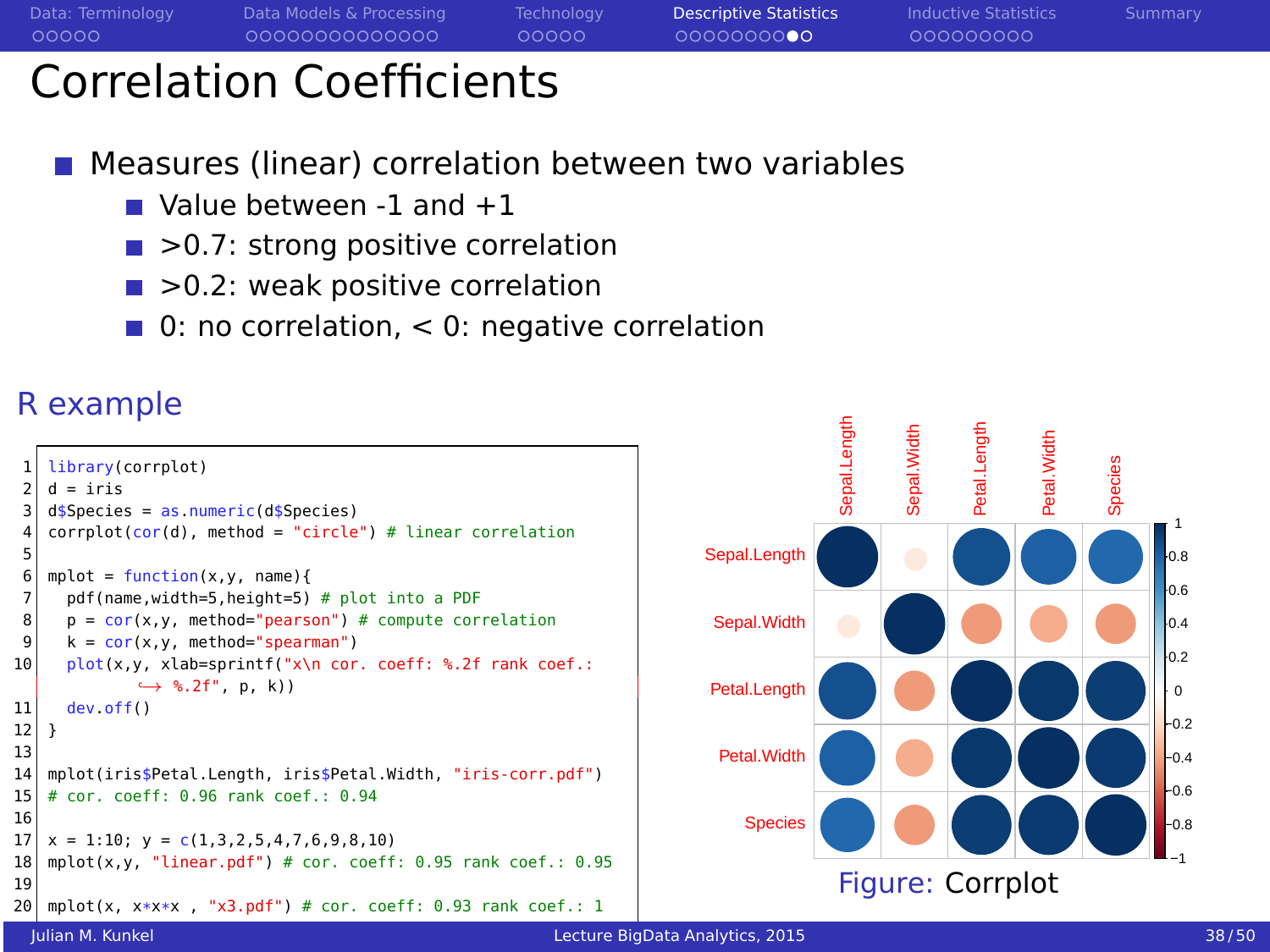# Correlation Coefficients

- Measures (linear) correlation between two variables
  - Value between -1 and +1
  - >0.7: strong positive correlation
  - >0.2: weak positive correlation
  - 0: no correlation, < 0: negative correlation

## R example

```
library(corrplot)
d = iris
d$Species = as.numeric(d$Species)
corrplot(cor(d), method = "circle") # linear correlation

mplot = function(x,y, name){
  pdf(name,width=5,height=5) # plot into a PDF
  p = cor(x,y, method="pearson") # compute correlation
  k = cor(x,y, method="spearman")
  plot(x,y, xlab=sprintf("x\n cor. coeff: %.2f rank coef.: %.2f", p, k))
  dev.off()
}

mplot(iris$Petal.Length, iris$Petal.Width, "iris-corr.pdf")
# cor. coeff: 0.96 rank coef.: 0.94

x = 1:10; y = c(1,3,2,5,4,7,6,9,8,10)
mplot(x,y, "linear.pdf") # cor. coeff: 0.95 rank coef.: 0.95

mplot(x, x*x*x , "x3.pdf") # cor. coeff: 0.93 rank coef.: 1
```

Figure: Corrplot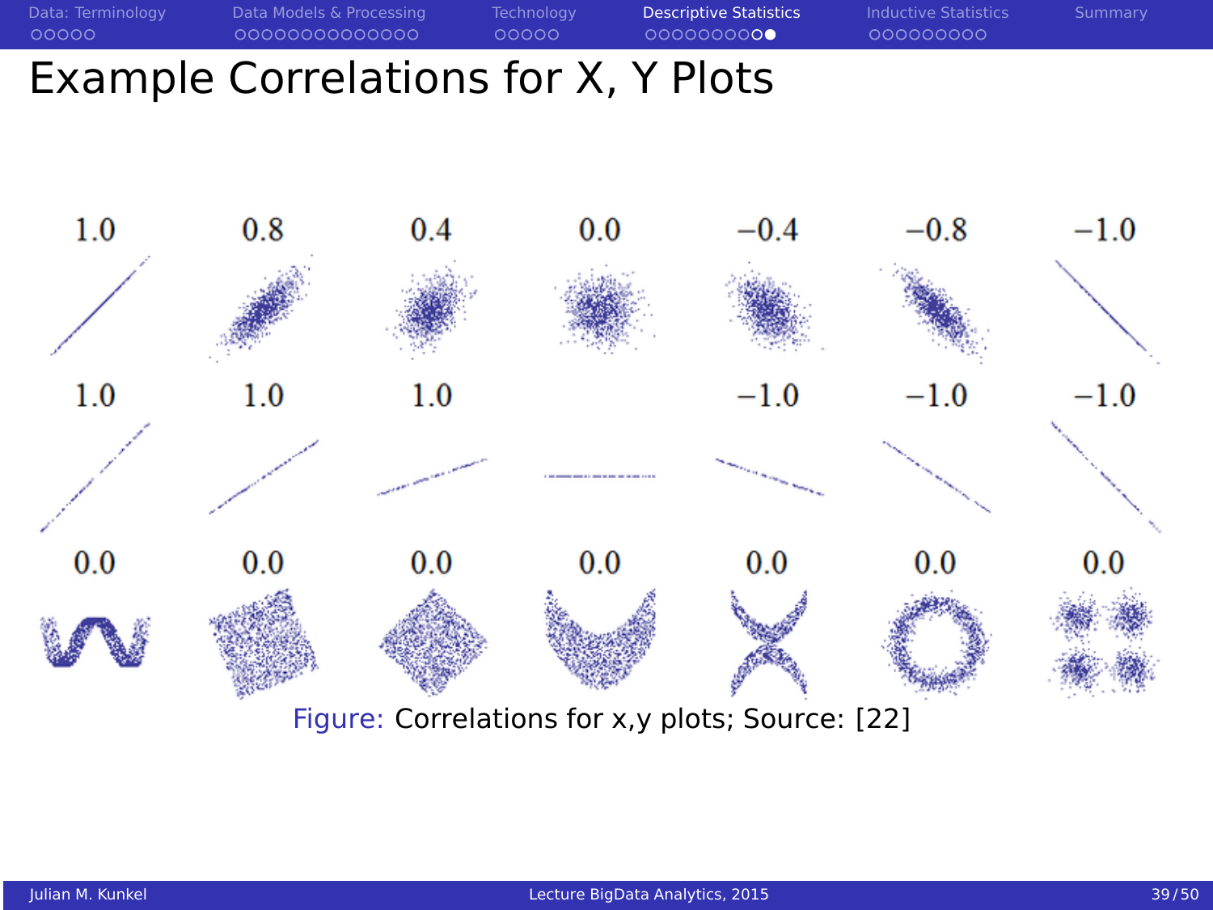# Example Correlations for X, Y Plots

| 1.0 | 0.8 | 0.4 | 0.0 | −0.4 | −0.8 | −1.0 |
|---|---|---|---|---|---|---|
| 1.0 | 1.0 | 1.0 | | −1.0 | −1.0 | −1.0 |
| 0.0 | 0.0 | 0.0 | 0.0 | 0.0 | 0.0 | 0.0 |

Figure: Correlations for x,y plots; Source: [22]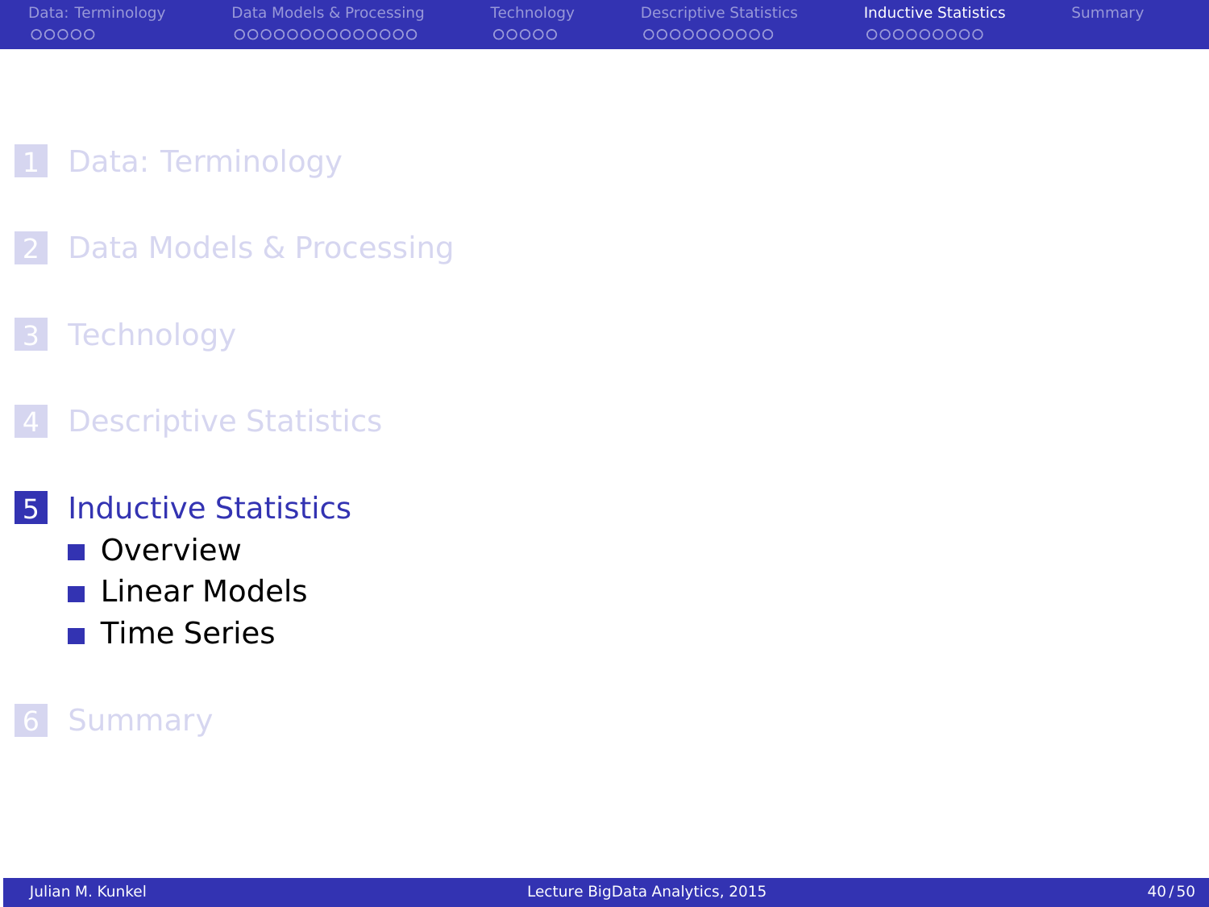1. Data: Terminology
2. Data Models & Processing
3. Technology
4. Descriptive Statistics
5. Inductive Statistics
   - Overview
   - Linear Models
   - Time Series
6. Summary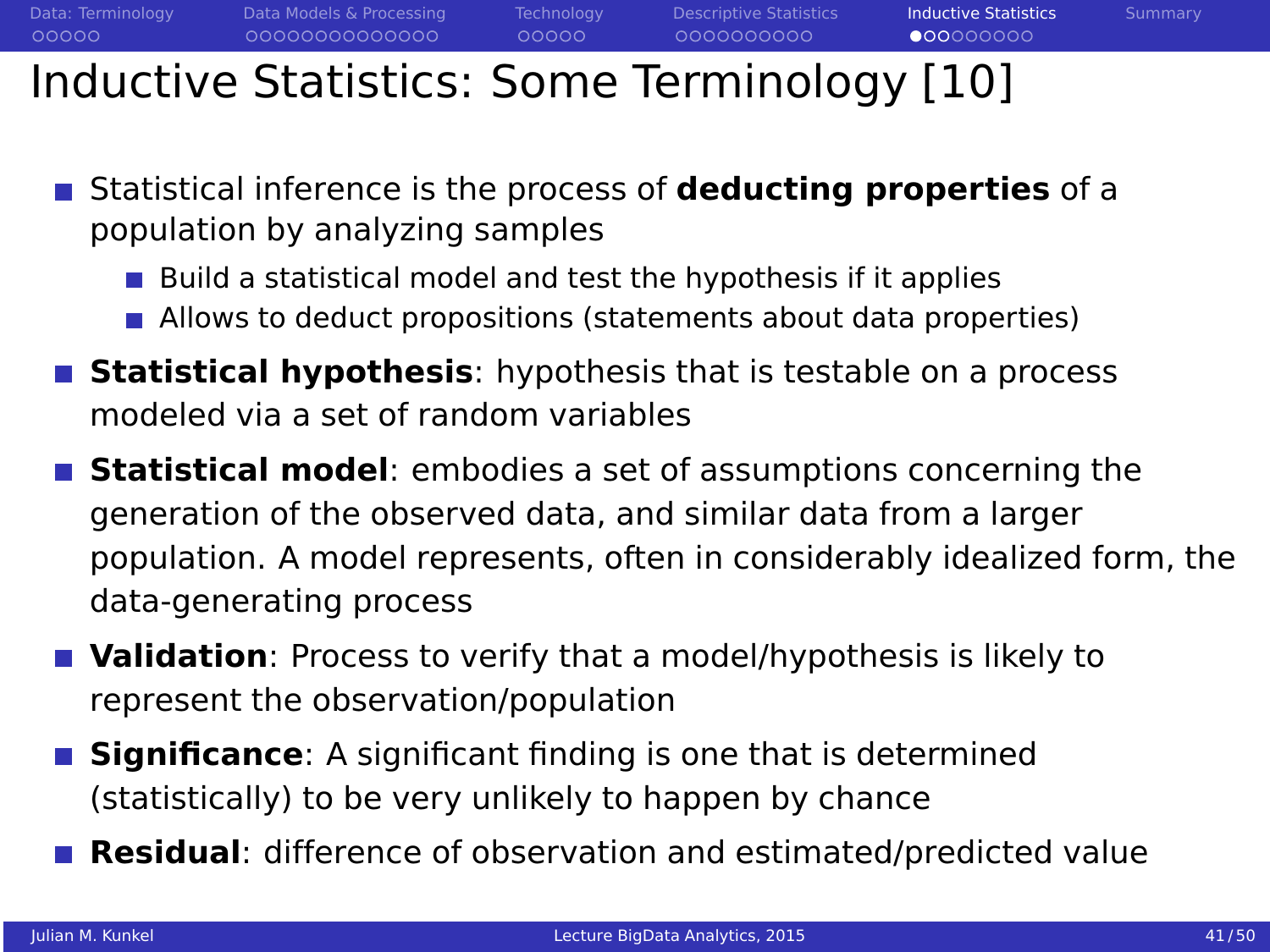# Inductive Statistics: Some Terminology [10]

- Statistical inference is the process of **deducting properties** of a population by analyzing samples
  - Build a statistical model and test the hypothesis if it applies
  - Allows to deduct propositions (statements about data properties)
- **Statistical hypothesis**: hypothesis that is testable on a process modeled via a set of random variables
- **Statistical model**: embodies a set of assumptions concerning the generation of the observed data, and similar data from a larger population. A model represents, often in considerably idealized form, the data-generating process
- **Validation**: Process to verify that a model/hypothesis is likely to represent the observation/population
- **Significance**: A significant finding is one that is determined (statistically) to be very unlikely to happen by chance
- **Residual**: difference of observation and estimated/predicted value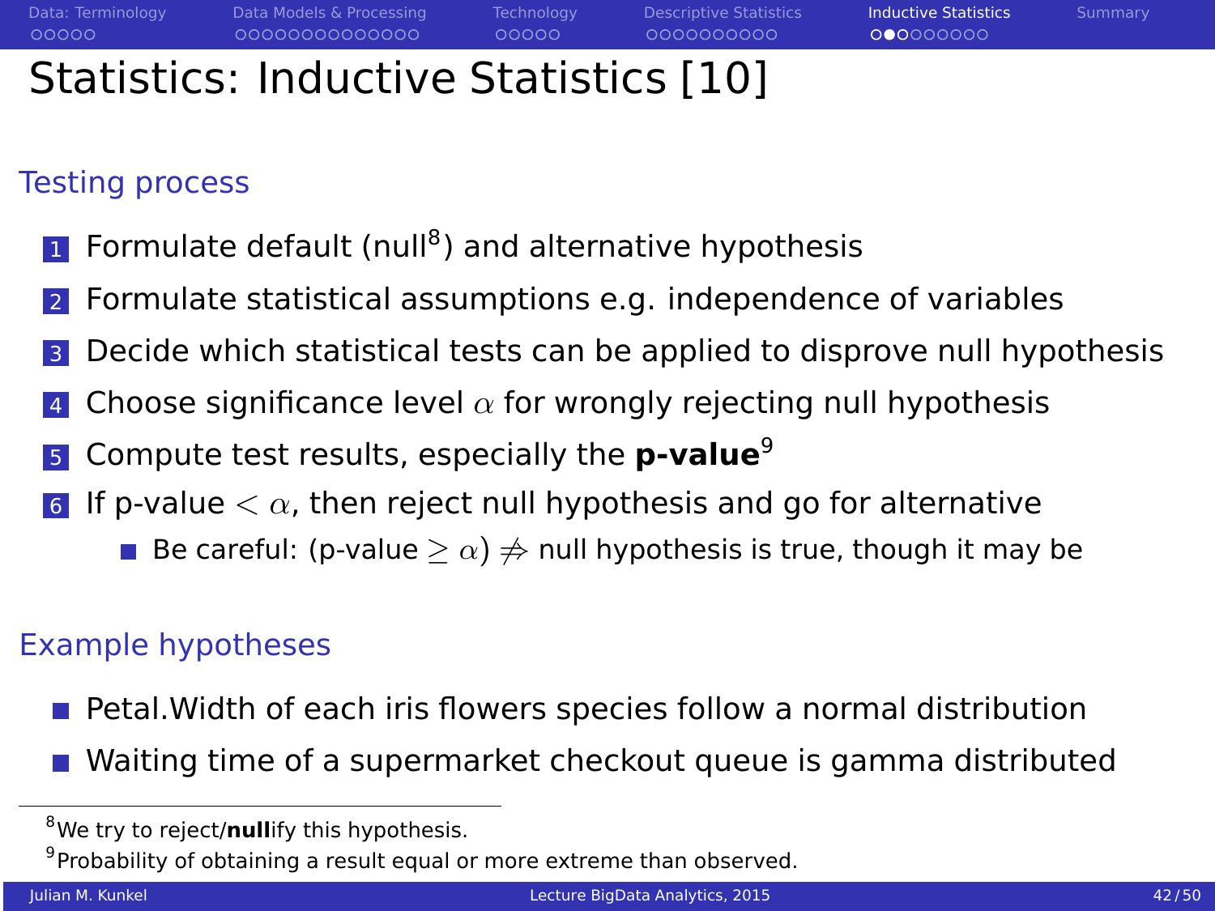# Statistics: Inductive Statistics [10]

## Testing process

1. Formulate default (null[8]) and alternative hypothesis
2. Formulate statistical assumptions e.g. independence of variables
3. Decide which statistical tests can be applied to disprove null hypothesis
4. Choose significance level $\alpha$ for wrongly rejecting null hypothesis
5. Compute test results, especially the **p-value**[9]
6. If p-value $< \alpha$, then reject null hypothesis and go for alternative
   - Be careful: (p-value $\geq \alpha$) $\not\Rightarrow$ null hypothesis is true, though it may be

## Example hypotheses

- Petal.Width of each iris flowers species follow a normal distribution
- Waiting time of a supermarket checkout queue is gamma distributed

[8] We try to reject/**null**ify this hypothesis.

[9] Probability of obtaining a result equal or more extreme than observed.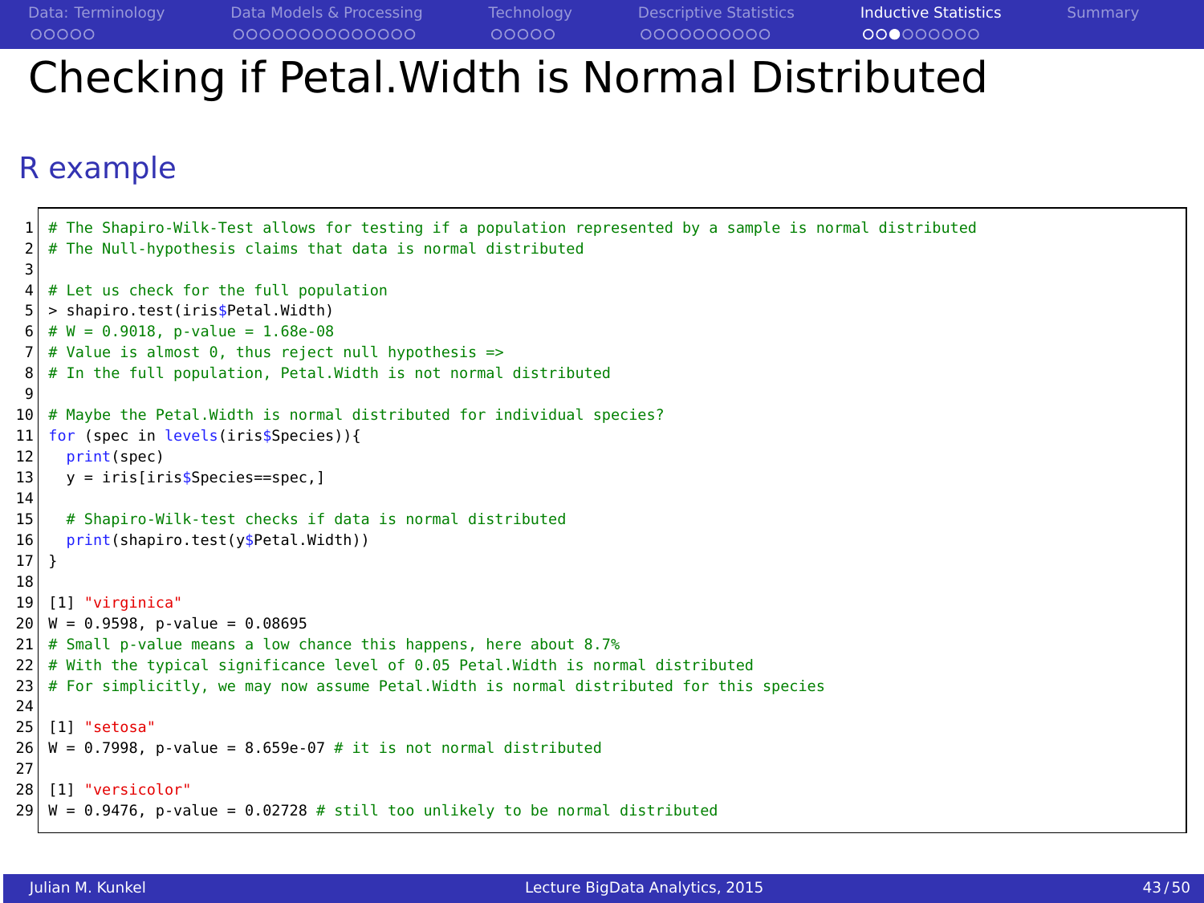# Checking if Petal.Width is Normal Distributed

## R example

```
# The Shapiro-Wilk-Test allows for testing if a population represented by a sample is normal distributed
# The Null-hypothesis claims that data is normal distributed

# Let us check for the full population
> shapiro.test(iris$Petal.Width)
# W = 0.9018, p-value = 1.68e-08
# Value is almost 0, thus reject null hypothesis =>
# In the full population, Petal.Width is not normal distributed

# Maybe the Petal.Width is normal distributed for individual species?
for (spec in levels(iris$Species)){
  print(spec)
  y = iris[iris$Species==spec,]

  # Shapiro-Wilk-test checks if data is normal distributed
  print(shapiro.test(y$Petal.Width))
}

[1] "virginica"
W = 0.9598, p-value = 0.08695
# Small p-value means a low chance this happens, here about 8.7%
# With the typical significance level of 0.05 Petal.Width is normal distributed
# For simplicitly, we may now assume Petal.Width is normal distributed for this species

[1] "setosa"
W = 0.7998, p-value = 8.659e-07 # it is not normal distributed

[1] "versicolor"
W = 0.9476, p-value = 0.02728 # still too unlikely to be normal distributed
```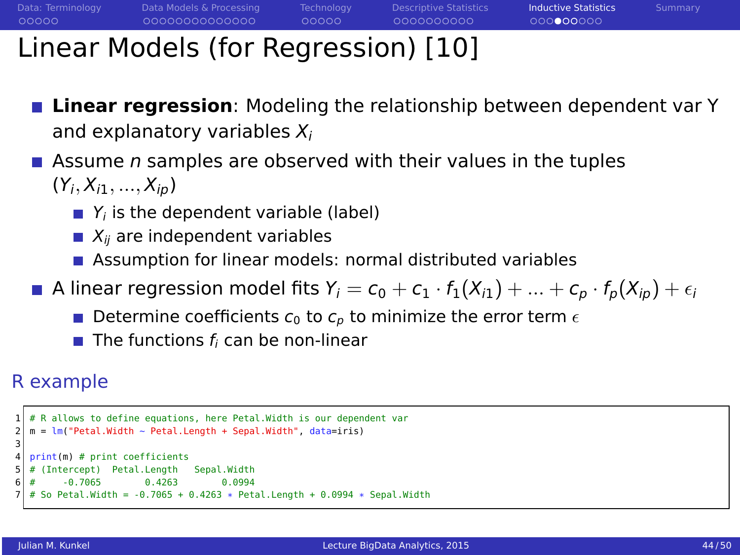# Linear Models (for Regression) [10]

- **Linear regression**: Modeling the relationship between dependent var Y and explanatory variables $X_i$
- Assume $n$ samples are observed with their values in the tuples $(Y_i, X_{i1}, ..., X_{ip})$
  - $Y_i$ is the dependent variable (label)
  - $X_{ij}$ are independent variables
  - Assumption for linear models: normal distributed variables
- A linear regression model fits $Y_i = c_0 + c_1 \cdot f_1(X_{i1}) + ... + c_p \cdot f_p(X_{ip}) + \epsilon_i$
  - Determine coefficients $c_0$ to $c_p$ to minimize the error term $\epsilon$
  - The functions $f_i$ can be non-linear

## R example

```
# R allows to define equations, here Petal.Width is our dependent var
m = lm("Petal.Width ~ Petal.Length + Sepal.Width", data=iris)

print(m) # print coefficients
# (Intercept)  Petal.Length   Sepal.Width
#     -0.7065        0.4263        0.0994
# So Petal.Width = -0.7065 + 0.4263 * Petal.Length + 0.0994 * Sepal.Width
```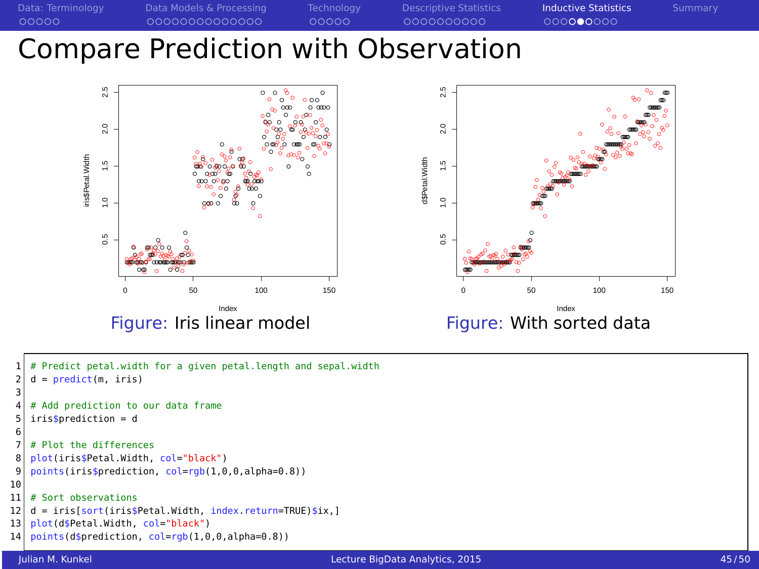# Compare Prediction with Observation

Figure: Iris linear model

Figure: With sorted data

```r
# Predict petal.width for a given petal.length and sepal.width
d = predict(m, iris)

# Add prediction to our data frame
iris$prediction = d

# Plot the differences
plot(iris$Petal.Width, col="black")
points(iris$prediction, col=rgb(1,0,0,alpha=0.8))

# Sort observations
d = iris[sort(iris$Petal.Width, index.return=TRUE)$ix,]
plot(d$Petal.Width, col="black")
points(d$prediction, col=rgb(1,0,0,alpha=0.8))
```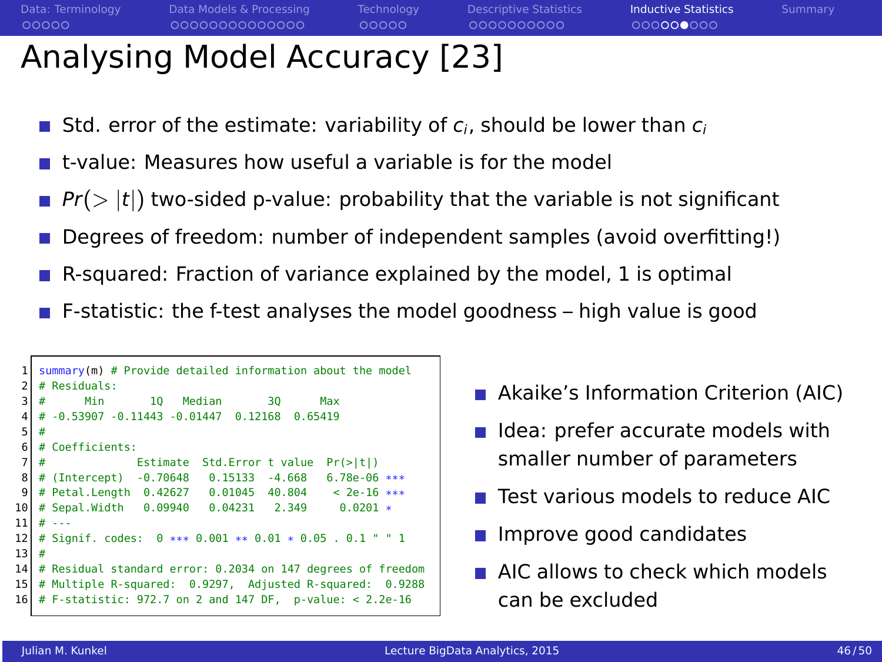# Analysing Model Accuracy [23]

- Std. error of the estimate: variability of $c_i$, should be lower than $c_i$
- t-value: Measures how useful a variable is for the model
- $Pr(>|t|)$ two-sided p-value: probability that the variable is not significant
- Degrees of freedom: number of independent samples (avoid overfitting!)
- R-squared: Fraction of variance explained by the model, 1 is optimal
- F-statistic: the f-test analyses the model goodness – high value is good

```
summary(m) # Provide detailed information about the model
# Residuals:
#      Min       1Q   Median       3Q      Max
# -0.53907 -0.11443 -0.01447  0.12168  0.65419
#
# Coefficients:
#              Estimate  Std.Error t value  Pr(>|t|)
# (Intercept)  -0.70648   0.15133  -4.668   6.78e-06 ***
# Petal.Length  0.42627   0.01045  40.804    < 2e-16 ***
# Sepal.Width   0.09940   0.04231   2.349     0.0201 *
# ---
# Signif. codes:  0 *** 0.001 ** 0.01 * 0.05 . 0.1 " " 1
#
# Residual standard error: 0.2034 on 147 degrees of freedom
# Multiple R-squared:  0.9297,  Adjusted R-squared:  0.9288
# F-statistic: 972.7 on 2 and 147 DF,  p-value: < 2.2e-16
```

- Akaike's Information Criterion (AIC)
- Idea: prefer accurate models with smaller number of parameters
- Test various models to reduce AIC
- Improve good candidates
- AIC allows to check which models can be excluded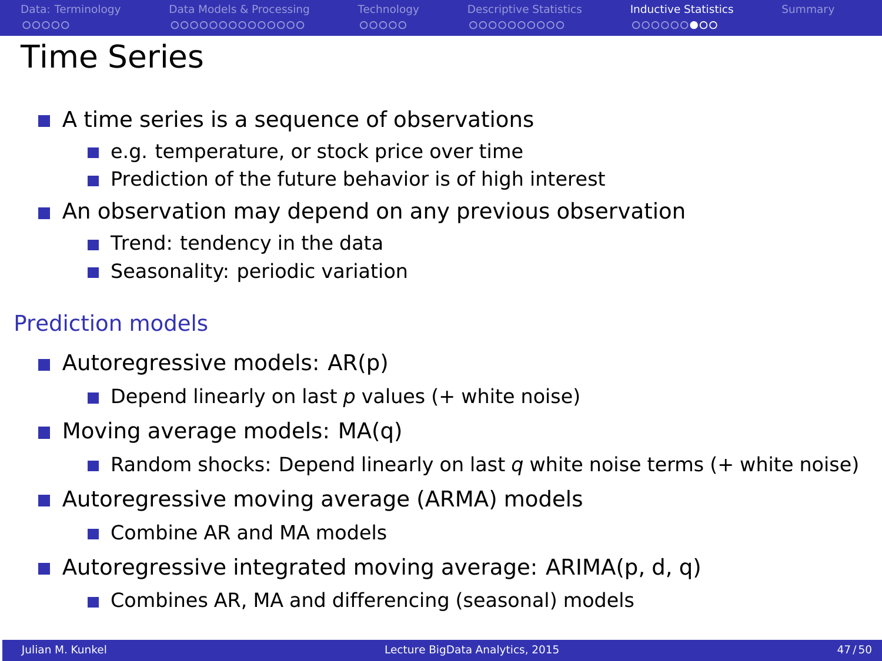# Time Series

- A time series is a sequence of observations
  - e.g. temperature, or stock price over time
  - Prediction of the future behavior is of high interest
- An observation may depend on any previous observation
  - Trend: tendency in the data
  - Seasonality: periodic variation

## Prediction models

- Autoregressive models: AR(p)
  - Depend linearly on last $p$ values (+ white noise)
- Moving average models: MA(q)
  - Random shocks: Depend linearly on last $q$ white noise terms (+ white noise)
- Autoregressive moving average (ARMA) models
  - Combine AR and MA models
- Autoregressive integrated moving average: ARIMA(p, d, q)
  - Combines AR, MA and differencing (seasonal) models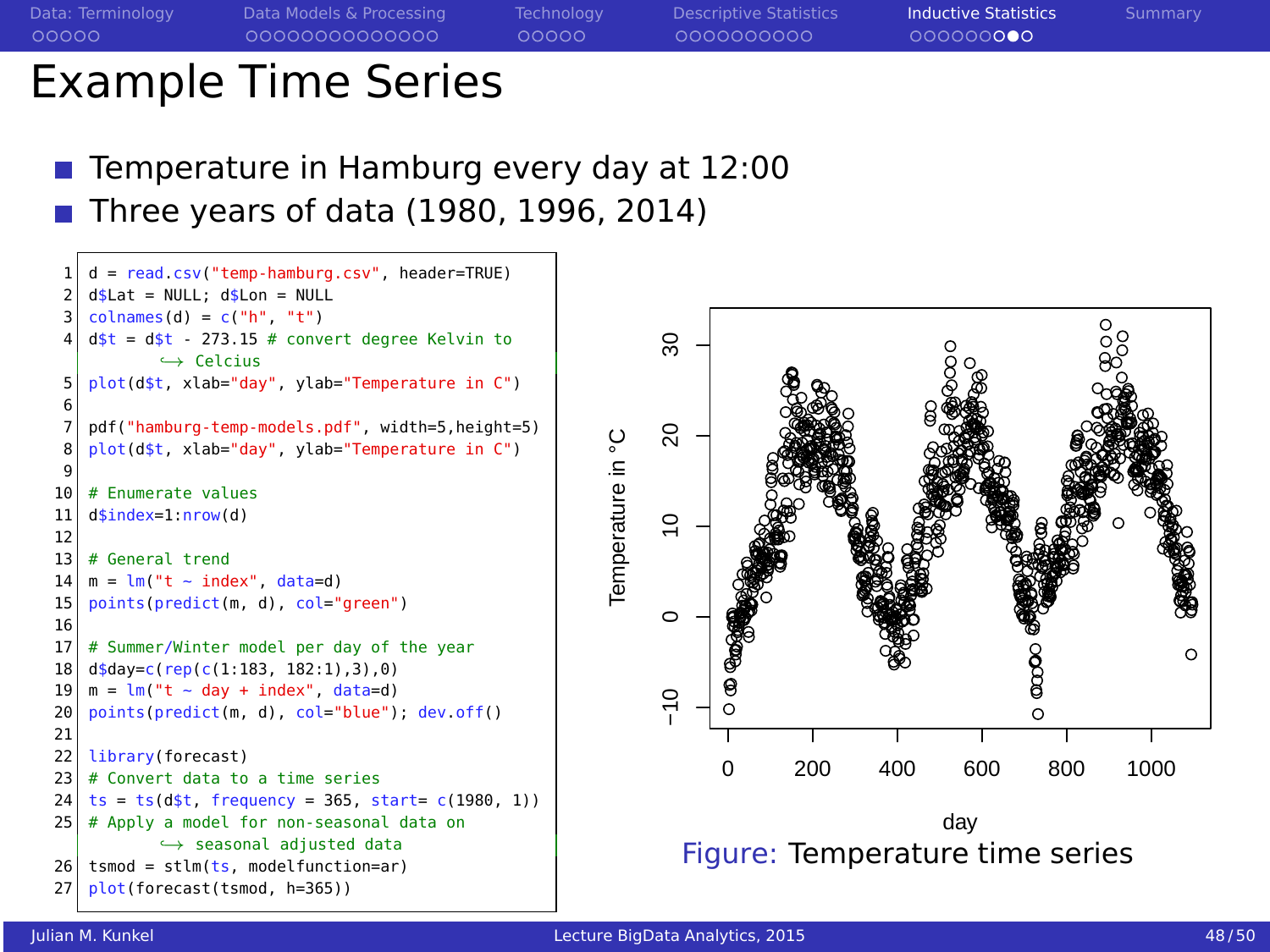# Example Time Series

- Temperature in Hamburg every day at 12:00
- Three years of data (1980, 1996, 2014)

```r
d = read.csv("temp-hamburg.csv", header=TRUE)
d$Lat = NULL; d$Lon = NULL
colnames(d) = c("h", "t")
d$t = d$t - 273.15 # convert degree Kelvin to Celcius
plot(d$t, xlab="day", ylab="Temperature in C")

pdf("hamburg-temp-models.pdf", width=5,height=5)
plot(d$t, xlab="day", ylab="Temperature in C")

# Enumerate values
d$index=1:nrow(d)

# General trend
m = lm("t ~ index", data=d)
points(predict(m, d), col="green")

# Summer/Winter model per day of the year
d$day=c(rep(c(1:183, 182:1),3),0)
m = lm("t ~ day + index", data=d)
points(predict(m, d), col="blue"); dev.off()

library(forecast)
# Convert data to a time series
ts = ts(d$t, frequency = 365, start= c(1980, 1))
# Apply a model for non-seasonal data on seasonal adjusted data
tsmod = stlm(ts, modelfunction=ar)
plot(forecast(tsmod, h=365))
```

Figure: Temperature time series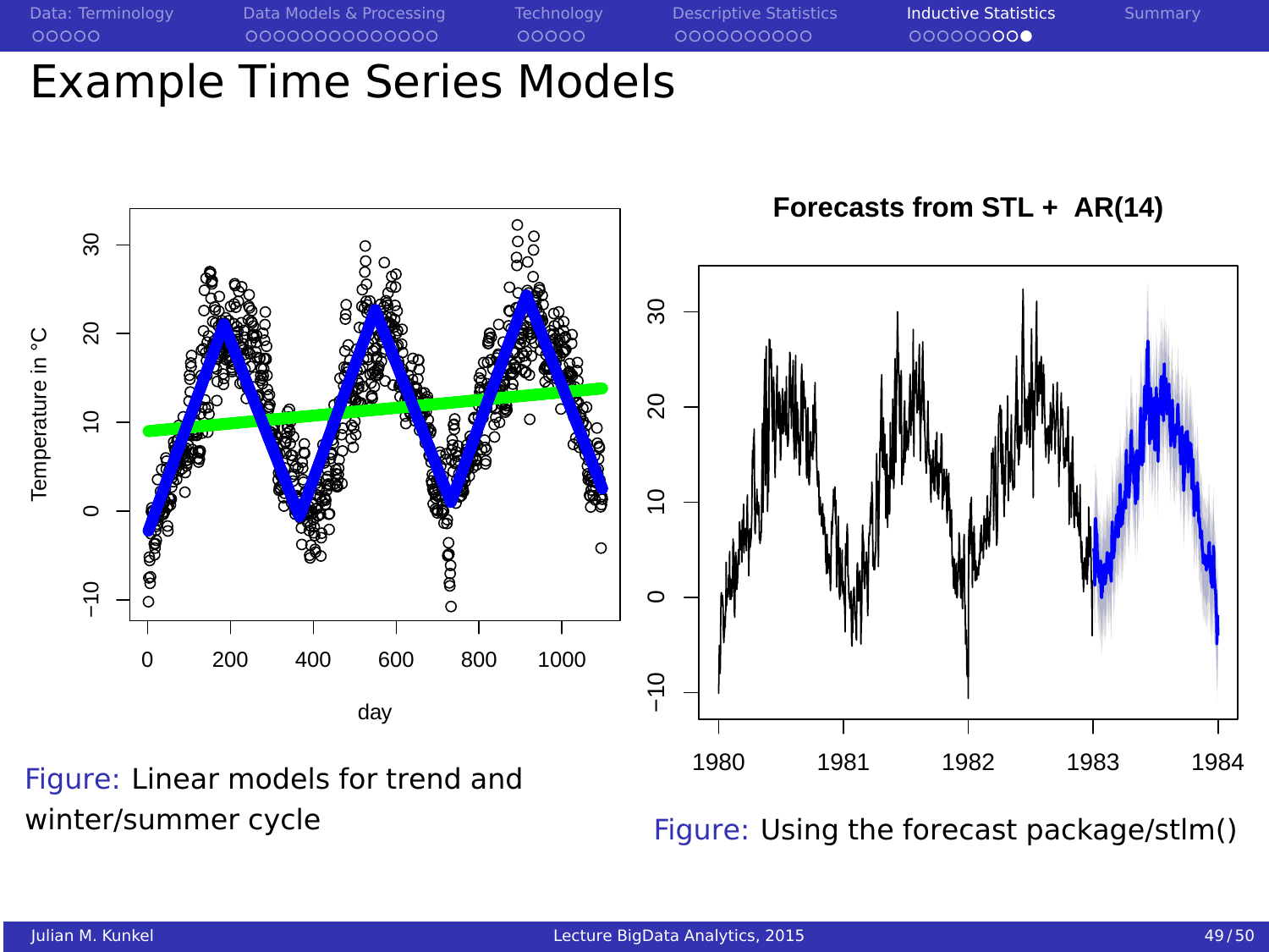# Example Time Series Models

Figure: Linear models for trend and winter/summer cycle

**Forecasts from STL + AR(14)**

Figure: Using the forecast package/stlm()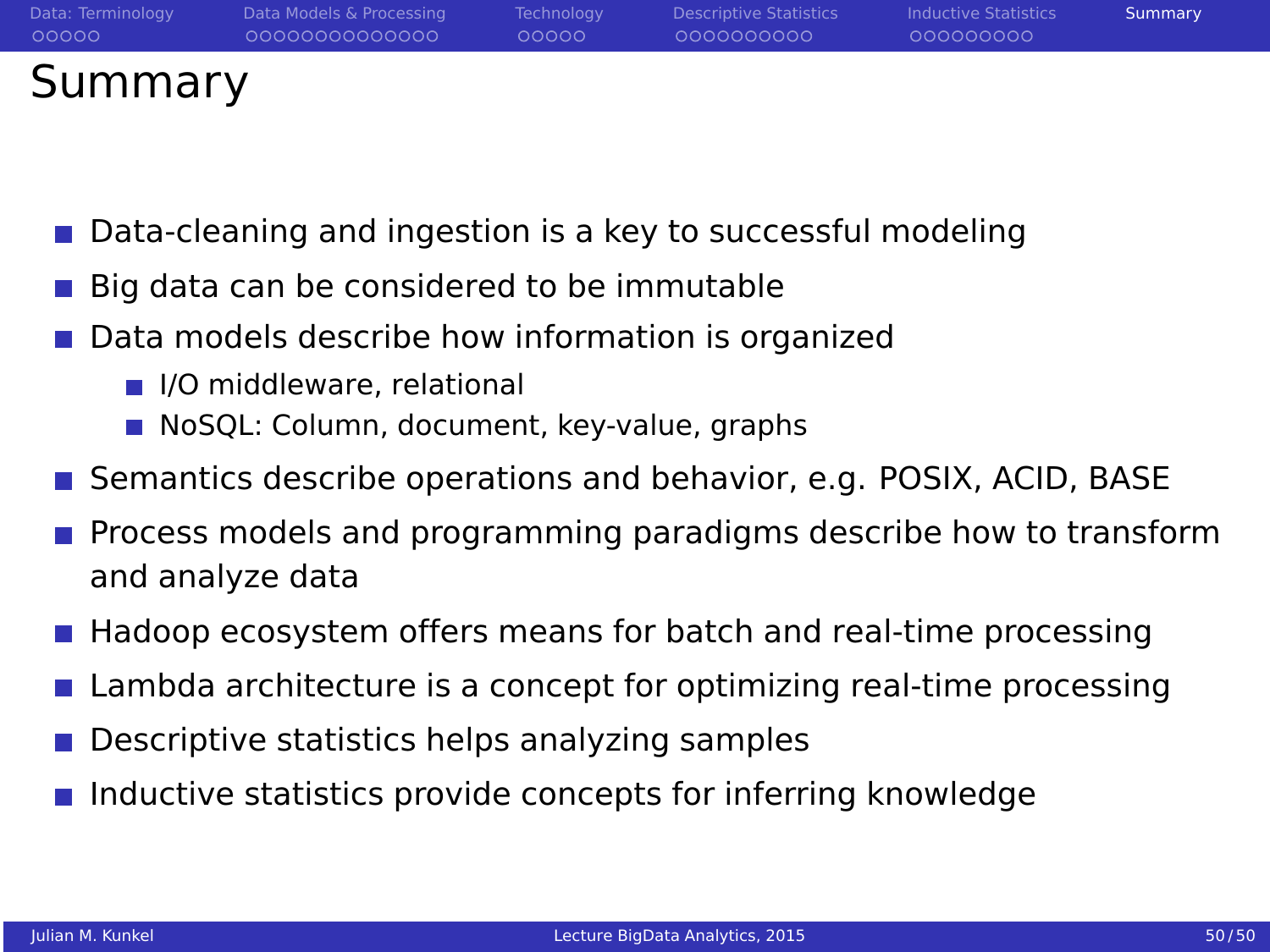# Summary

- Data-cleaning and ingestion is a key to successful modeling
- Big data can be considered to be immutable
- Data models describe how information is organized
  - I/O middleware, relational
  - NoSQL: Column, document, key-value, graphs
- Semantics describe operations and behavior, e.g. POSIX, ACID, BASE
- Process models and programming paradigms describe how to transform and analyze data
- Hadoop ecosystem offers means for batch and real-time processing
- Lambda architecture is a concept for optimizing real-time processing
- Descriptive statistics helps analyzing samples
- Inductive statistics provide concepts for inferring knowledge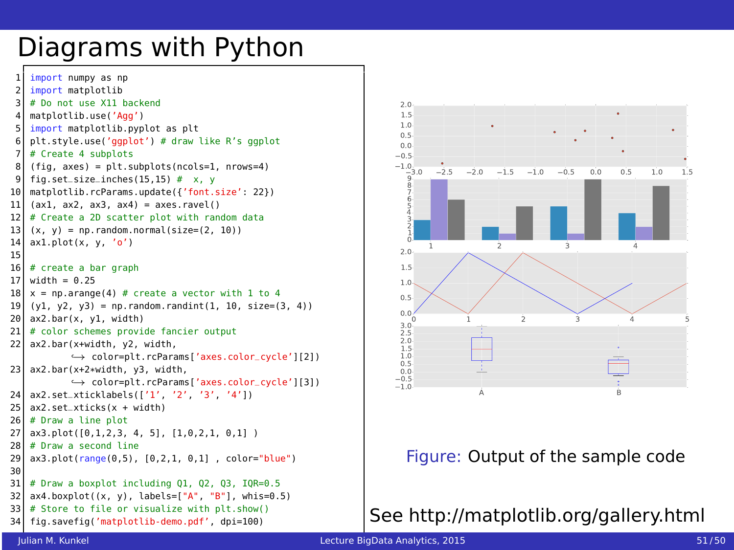# Diagrams with Python

```
import numpy as np
import matplotlib
# Do not use X11 backend
matplotlib.use('Agg')
import matplotlib.pyplot as plt
plt.style.use('ggplot') # draw like R's ggplot
# Create 4 subplots
(fig, axes) = plt.subplots(ncols=1, nrows=4)
fig.set_size_inches(15,15) #  x, y
matplotlib.rcParams.update({'font.size': 22})
(ax1, ax2, ax3, ax4) = axes.ravel()
# Create a 2D scatter plot with random data
(x, y) = np.random.normal(size=(2, 10))
ax1.plot(x, y, 'o')

# create a bar graph
width = 0.25
x = np.arange(4) # create a vector with 1 to 4
(y1, y2, y3) = np.random.randint(1, 10, size=(3, 4))
ax2.bar(x, y1, width)
# color schemes provide fancier output
ax2.bar(x+width, y2, width,
        ↪ color=plt.rcParams['axes.color_cycle'][2])
ax2.bar(x+2*width, y3, width,
        ↪ color=plt.rcParams['axes.color_cycle'][3])
ax2.set_xticklabels(['1', '2', '3', '4'])
ax2.set_xticks(x + width)
# Draw a line plot
ax3.plot([0,1,2,3, 4, 5], [1,0,2,1, 0,1] )
# Draw a second line
ax3.plot(range(0,5), [0,2,1, 0,1] , color="blue")

# Draw a boxplot including Q1, Q2, Q3, IQR=0.5
ax4.boxplot((x, y), labels=["A", "B"], whis=0.5)
# Store to file or visualize with plt.show()
fig.savefig('matplotlib-demo.pdf', dpi=100)
```

Figure: Output of the sample code

See http://matplotlib.org/gallery.html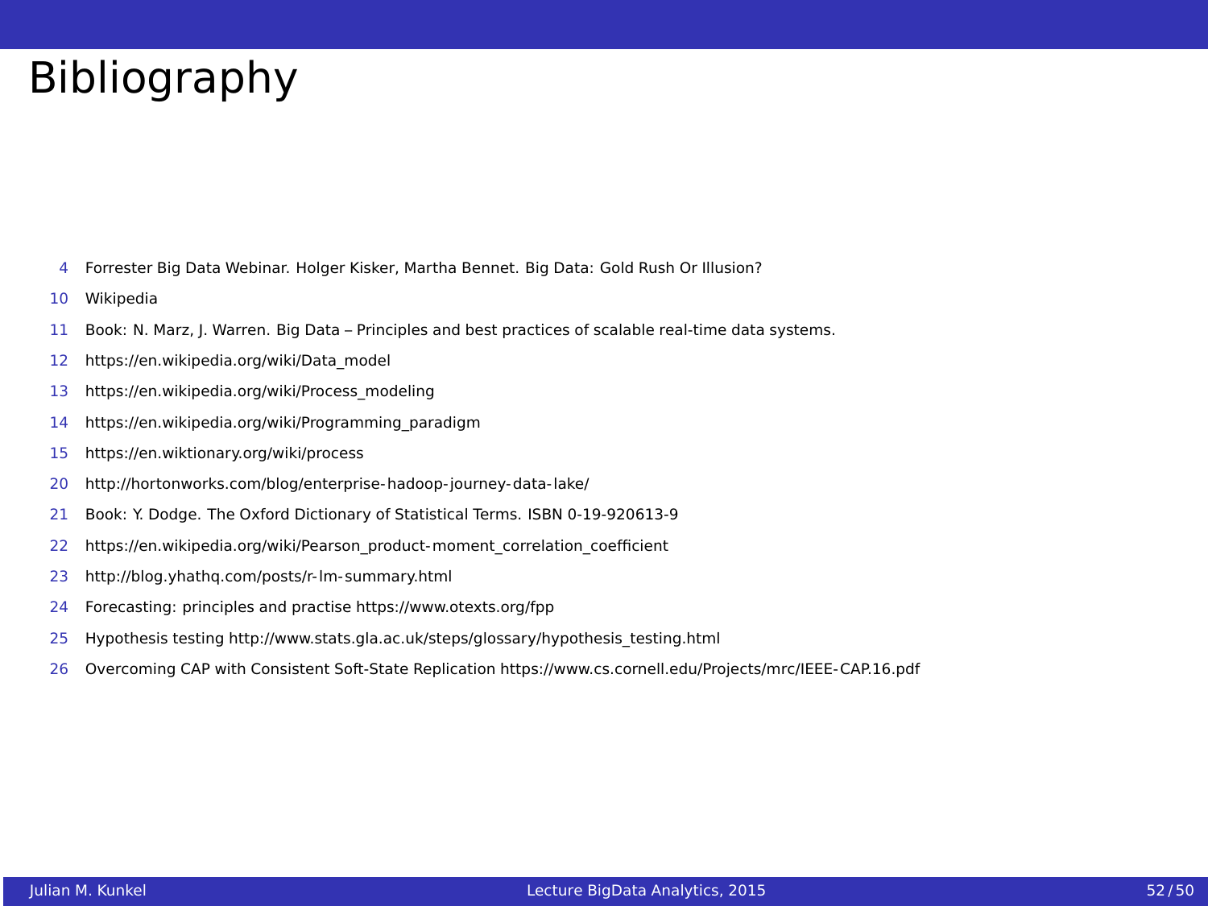# Bibliography

4 Forrester Big Data Webinar. Holger Kisker, Martha Bennet. Big Data: Gold Rush Or Illusion?

10 Wikipedia

11 Book: N. Marz, J. Warren. Big Data – Principles and best practices of scalable real-time data systems.

12 https://en.wikipedia.org/wiki/Data_model

13 https://en.wikipedia.org/wiki/Process_modeling

14 https://en.wikipedia.org/wiki/Programming_paradigm

15 https://en.wiktionary.org/wiki/process

20 http://hortonworks.com/blog/enterprise-hadoop-journey-data-lake/

21 Book: Y. Dodge. The Oxford Dictionary of Statistical Terms. ISBN 0-19-920613-9

22 https://en.wikipedia.org/wiki/Pearson_product-moment_correlation_coefficient

23 http://blog.yhathq.com/posts/r-lm-summary.html

24 Forecasting: principles and practise https://www.otexts.org/fpp

25 Hypothesis testing http://www.stats.gla.ac.uk/steps/glossary/hypothesis_testing.html

26 Overcoming CAP with Consistent Soft-State Replication https://www.cs.cornell.edu/Projects/mrc/IEEE-CAP.16.pdf